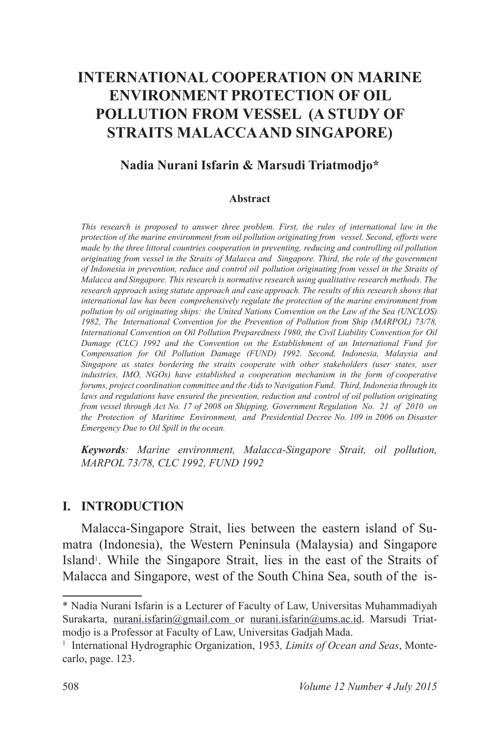# INTERNATIONAL COOPERATION ON MARINE ENVIRONMENT PROTECTION OF OIL POLLUTION FROM VESSEL (A STUDY OF STRAITS MALACCA AND SINGAPORE)

**Nadia Nurani Isfarin & Marsudi Triatmodjo***

**Abstract**

*This research is proposed to answer three problem. First, the rules of international law in the protection of the marine environment from oil pollution originating from vessel. Second, efforts were made by the three littoral countries cooperation in preventing, reducing and controlling oil pollution originating from vessel in the Straits of Malacca and Singapore. Third, the role of the government of Indonesia in prevention, reduce and control oil pollution originating from vessel in the Straits of Malacca and Singapore. This research is normative research using qualitative research methods. The research approach using statute approach and case approach. The results of this research shows that international law has been comprehensively regulate the protection of the marine environment from pollution by oil originating ships: the United Nations Convention on the Law of the Sea (UNCLOS) 1982, The International Convention for the Prevention of Pollution from Ship (MARPOL) 73/78, International Convention on Oil Pollution Preparedness 1980, the Civil Liability Convention for Oil Damage (CLC) 1992 and the Convention on the Establishment of an International Fund for Compensation for Oil Pollution Damage (FUND) 1992. Second, Indonesia, Malaysia and Singapore as states bordering the straits cooperate with other stakeholders (user states, user industries, IMO, NGOs) have established a cooperation mechanism in the form of cooperative forums, project coordination committee and the Aids to Navigation Fund. Third, Indonesia through its laws and regulations have ensured the prevention, reduction and control of oil pollution originating from vessel through Act No. 17 of 2008 on Shipping, Government Regulation No. 21 of 2010 on the Protection of Maritime Environment, and Presidential Decree No. 109 in 2006 on Disaster Emergency Due to Oil Spill in the ocean.*

***Keywords**: Marine environment, Malacca-Singapore Strait, oil pollution, MARPOL 73/78, CLC 1992, FUND 1992*

## I. INTRODUCTION

Malacca-Singapore Strait, lies between the eastern island of Sumatra (Indonesia), the Western Peninsula (Malaysia) and Singapore Island[1]. While the Singapore Strait, lies in the east of the Straits of Malacca and Singapore, west of the South China Sea, south of the is-

---

\* Nadia Nurani Isfarin is a Lecturer of Faculty of Law, Universitas Muhammadiyah Surakarta, nurani.isfarin@gmail.com or nurani.isfarin@ums.ac.id. Marsudi Triatmodjo is a Professor at Faculty of Law, Universitas Gadjah Mada.

[1] International Hydrographic Organization, 1953, *Limits of Ocean and Seas*, Montecarlo, page. 123.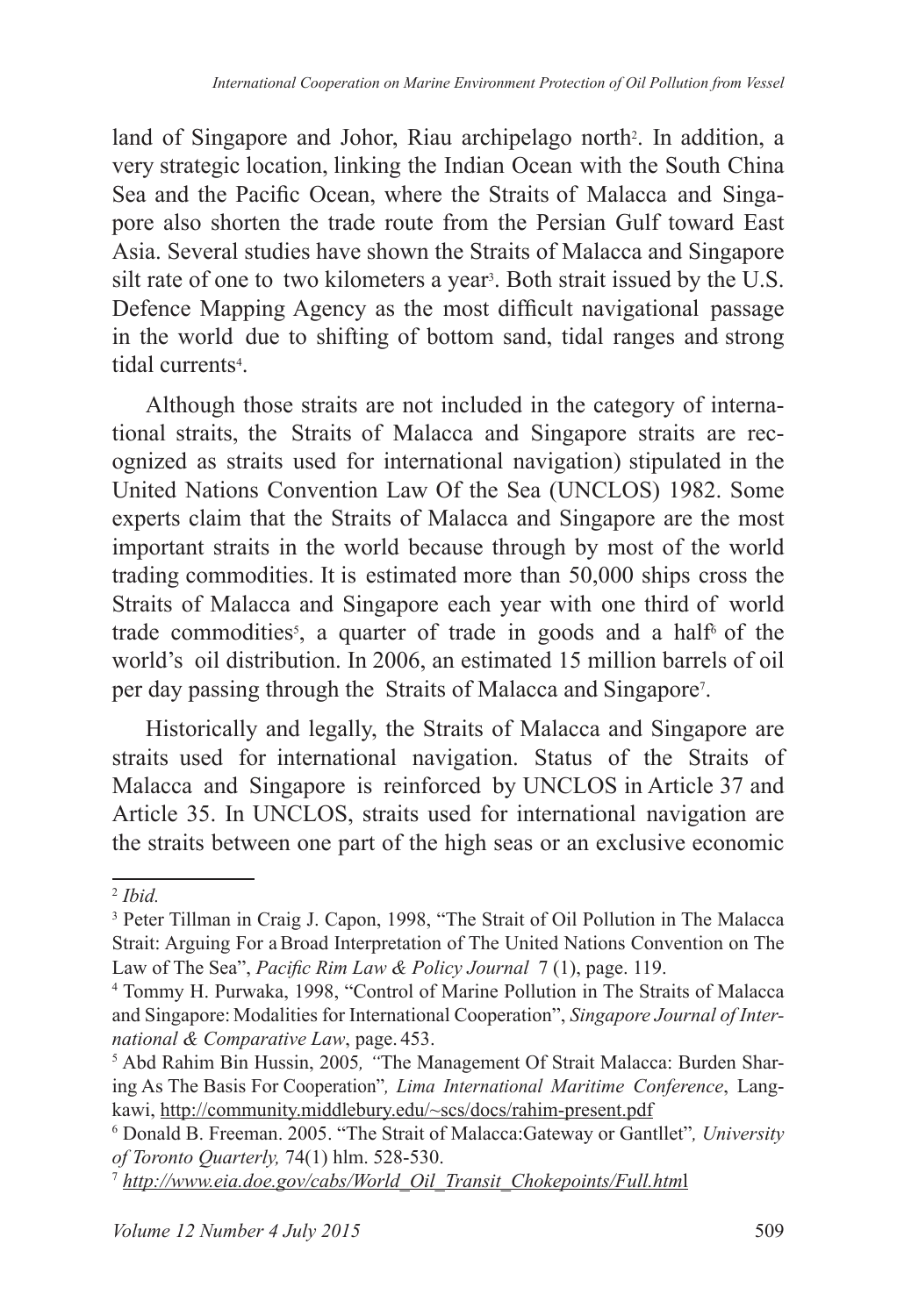land of Singapore and Johor, Riau archipelago north[2]. In addition, a very strategic location, linking the Indian Ocean with the South China Sea and the Pacific Ocean, where the Straits of Malacca and Singapore also shorten the trade route from the Persian Gulf toward East Asia. Several studies have shown the Straits of Malacca and Singapore silt rate of one to two kilometers a year[3]. Both strait issued by the U.S. Defence Mapping Agency as the most difficult navigational passage in the world due to shifting of bottom sand, tidal ranges and strong tidal currents[4].

Although those straits are not included in the category of international straits, the Straits of Malacca and Singapore straits are recognized as straits used for international navigation) stipulated in the United Nations Convention Law Of the Sea (UNCLOS) 1982. Some experts claim that the Straits of Malacca and Singapore are the most important straits in the world because through by most of the world trading commodities. It is estimated more than 50,000 ships cross the Straits of Malacca and Singapore each year with one third of world trade commodities[5], a quarter of trade in goods and a half[6] of the world's oil distribution. In 2006, an estimated 15 million barrels of oil per day passing through the Straits of Malacca and Singapore[7].

Historically and legally, the Straits of Malacca and Singapore are straits used for international navigation. Status of the Straits of Malacca and Singapore is reinforced by UNCLOS in Article 37 and Article 35. In UNCLOS, straits used for international navigation are the straits between one part of the high seas or an exclusive economic

---

[2] *Ibid.*

[3] Peter Tillman in Craig J. Capon, 1998, "The Strait of Oil Pollution in The Malacca Strait: Arguing For a Broad Interpretation of The United Nations Convention on The Law of The Sea", *Pacific Rim Law & Policy Journal* 7 (1), page. 119.

[4] Tommy H. Purwaka, 1998, "Control of Marine Pollution in The Straits of Malacca and Singapore: Modalities for International Cooperation", *Singapore Journal of International & Comparative Law*, page. 453.

[5] Abd Rahim Bin Hussin, 2005, "The Management Of Strait Malacca: Burden Sharing As The Basis For Cooperation", *Lima International Maritime Conference*, Langkawi, http://community.middlebury.edu/~scs/docs/rahim-present.pdf

[6] Donald B. Freeman. 2005. "The Strait of Malacca:Gateway or Gantllet", *University of Toronto Quarterly,* 74(1) hlm. 528-530.

[7] *http://www.eia.doe.gov/cabs/World_Oil_Transit_Chokepoints/Full.html*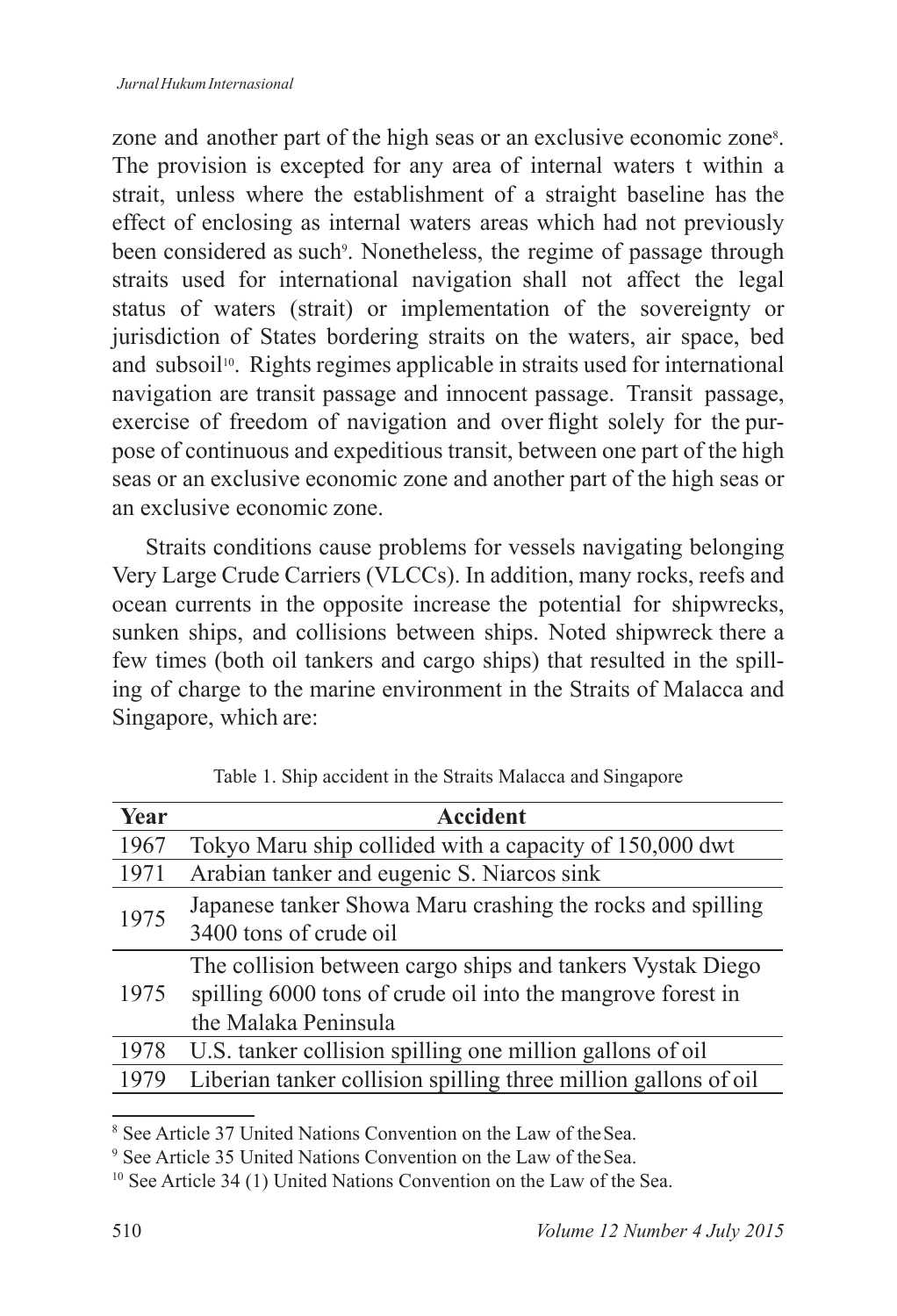zone and another part of the high seas or an exclusive economic zone[8]. The provision is excepted for any area of internal waters t within a strait, unless where the establishment of a straight baseline has the effect of enclosing as internal waters areas which had not previously been considered as such[9]. Nonetheless, the regime of passage through straits used for international navigation shall not affect the legal status of waters (strait) or implementation of the sovereignty or jurisdiction of States bordering straits on the waters, air space, bed and subsoil[10]. Rights regimes applicable in straits used for international navigation are transit passage and innocent passage. Transit passage, exercise of freedom of navigation and over flight solely for the purpose of continuous and expeditious transit, between one part of the high seas or an exclusive economic zone and another part of the high seas or an exclusive economic zone.

Straits conditions cause problems for vessels navigating belonging Very Large Crude Carriers (VLCCs). In addition, many rocks, reefs and ocean currents in the opposite increase the potential for shipwrecks, sunken ships, and collisions between ships. Noted shipwreck there a few times (both oil tankers and cargo ships) that resulted in the spilling of charge to the marine environment in the Straits of Malacca and Singapore, which are:

Table 1. Ship accident in the Straits Malacca and Singapore

| Year | Accident |
|---|---|
| 1967 | Tokyo Maru ship collided with a capacity of 150,000 dwt |
| 1971 | Arabian tanker and eugenic S. Niarcos sink |
| 1975 | Japanese tanker Showa Maru crashing the rocks and spilling 3400 tons of crude oil |
| 1975 | The collision between cargo ships and tankers Vystak Diego spilling 6000 tons of crude oil into the mangrove forest in the Malaka Peninsula |
| 1978 | U.S. tanker collision spilling one million gallons of oil |
| 1979 | Liberian tanker collision spilling three million gallons of oil |

[8] See Article 37 United Nations Convention on the Law of the Sea.

[9] See Article 35 United Nations Convention on the Law of the Sea.

[10] See Article 34 (1) United Nations Convention on the Law of the Sea.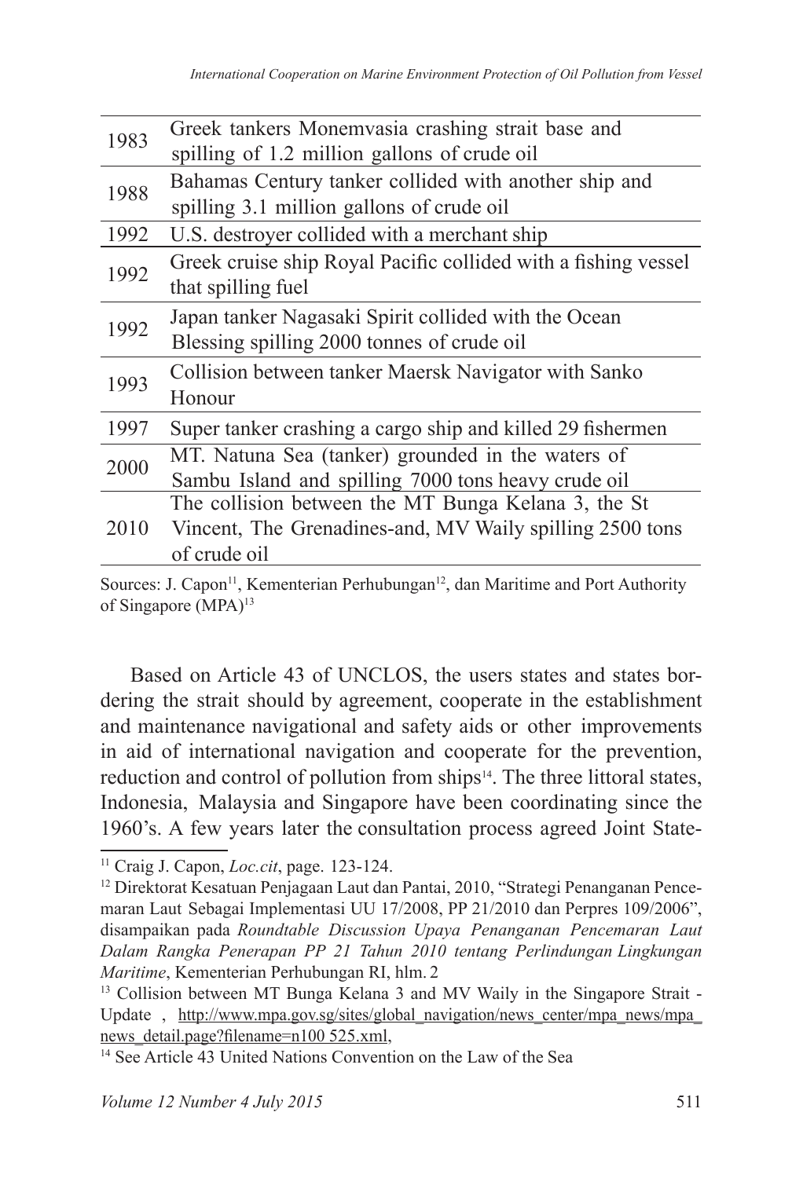| 1983 | Greek tankers Monemvasia crashing strait base and spilling of 1.2 million gallons of crude oil |
|---|---|
| 1988 | Bahamas Century tanker collided with another ship and spilling 3.1 million gallons of crude oil |
| 1992 | U.S. destroyer collided with a merchant ship |
| 1992 | Greek cruise ship Royal Pacific collided with a fishing vessel that spilling fuel |
| 1992 | Japan tanker Nagasaki Spirit collided with the Ocean Blessing spilling 2000 tonnes of crude oil |
| 1993 | Collision between tanker Maersk Navigator with Sanko Honour |
| 1997 | Super tanker crashing a cargo ship and killed 29 fishermen |
| 2000 | MT. Natuna Sea (tanker) grounded in the waters of Sambu Island and spilling 7000 tons heavy crude oil |
| 2010 | The collision between the MT Bunga Kelana 3, the St Vincent, The Grenadines-and, MV Waily spilling 2500 tons of crude oil |

Sources: J. Capon[11], Kementerian Perhubungan[12], dan Maritime and Port Authority of Singapore (MPA)[13]

Based on Article 43 of UNCLOS, the users states and states bordering the strait should by agreement, cooperate in the establishment and maintenance navigational and safety aids or other improvements in aid of international navigation and cooperate for the prevention, reduction and control of pollution from ships[14]. The three littoral states, Indonesia, Malaysia and Singapore have been coordinating since the 1960's. A few years later the consultation process agreed Joint State-

---

[11] Craig J. Capon, *Loc.cit*, page. 123-124.

[12] Direktorat Kesatuan Penjagaan Laut dan Pantai, 2010, "Strategi Penanganan Pencemaran Laut Sebagai Implementasi UU 17/2008, PP 21/2010 dan Perpres 109/2006", disampaikan pada *Roundtable Discussion Upaya Penanganan Pencemaran Laut Dalam Rangka Penerapan PP 21 Tahun 2010 tentang Perlindungan Lingkungan Maritime*, Kementerian Perhubungan RI, hlm. 2

[13] Collision between MT Bunga Kelana 3 and MV Waily in the Singapore Strait - Update , http://www.mpa.gov.sg/sites/global_navigation/news_center/mpa_news/mpa_news_detail.page?filename=n100 525.xml,

[14] See Article 43 United Nations Convention on the Law of the Sea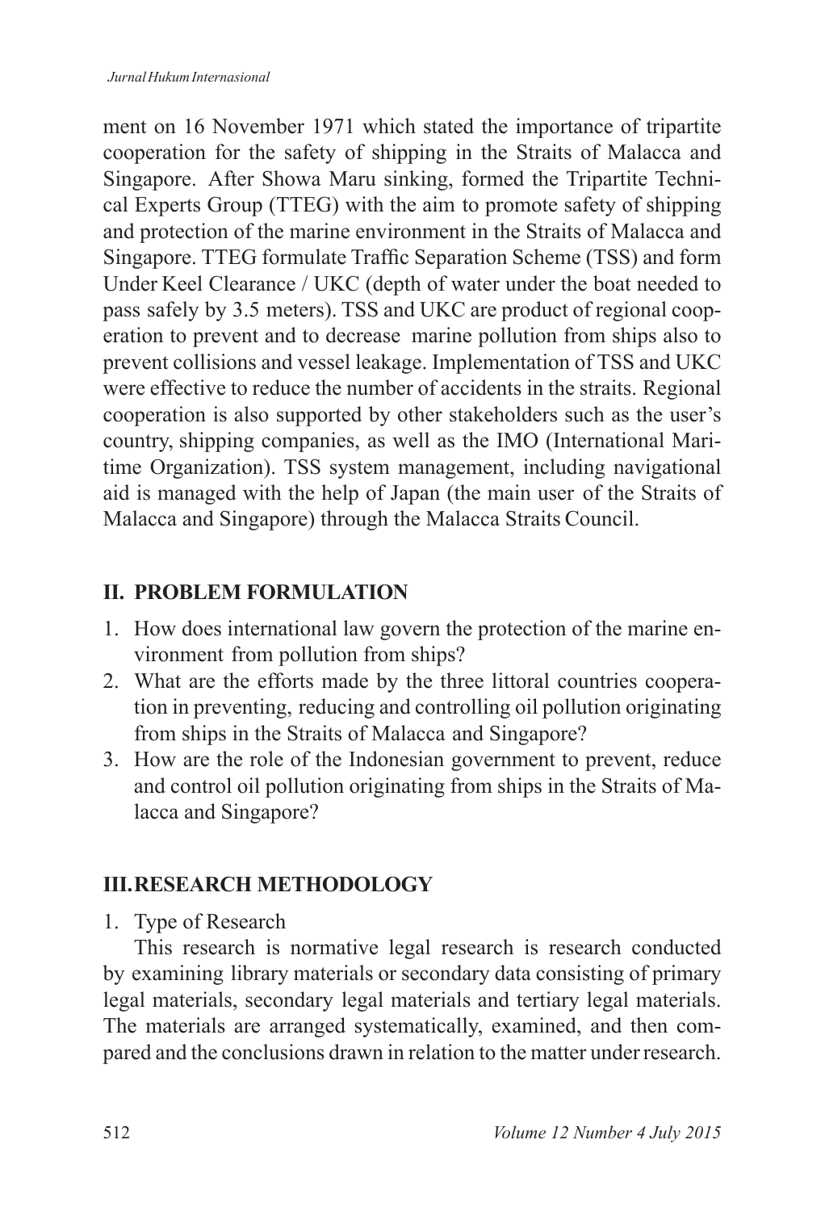ment on 16 November 1971 which stated the importance of tripartite cooperation for the safety of shipping in the Straits of Malacca and Singapore. After Showa Maru sinking, formed the Tripartite Technical Experts Group (TTEG) with the aim to promote safety of shipping and protection of the marine environment in the Straits of Malacca and Singapore. TTEG formulate Traffic Separation Scheme (TSS) and form Under Keel Clearance / UKC (depth of water under the boat needed to pass safely by 3.5 meters). TSS and UKC are product of regional cooperation to prevent and to decrease marine pollution from ships also to prevent collisions and vessel leakage. Implementation of TSS and UKC were effective to reduce the number of accidents in the straits. Regional cooperation is also supported by other stakeholders such as the user's country, shipping companies, as well as the IMO (International Maritime Organization). TSS system management, including navigational aid is managed with the help of Japan (the main user of the Straits of Malacca and Singapore) through the Malacca Straits Council.

## II. PROBLEM FORMULATION

1. How does international law govern the protection of the marine environment from pollution from ships?
2. What are the efforts made by the three littoral countries cooperation in preventing, reducing and controlling oil pollution originating from ships in the Straits of Malacca and Singapore?
3. How are the role of the Indonesian government to prevent, reduce and control oil pollution originating from ships in the Straits of Malacca and Singapore?

## III. RESEARCH METHODOLOGY

1. Type of Research

This research is normative legal research is research conducted by examining library materials or secondary data consisting of primary legal materials, secondary legal materials and tertiary legal materials. The materials are arranged systematically, examined, and then compared and the conclusions drawn in relation to the matter under research.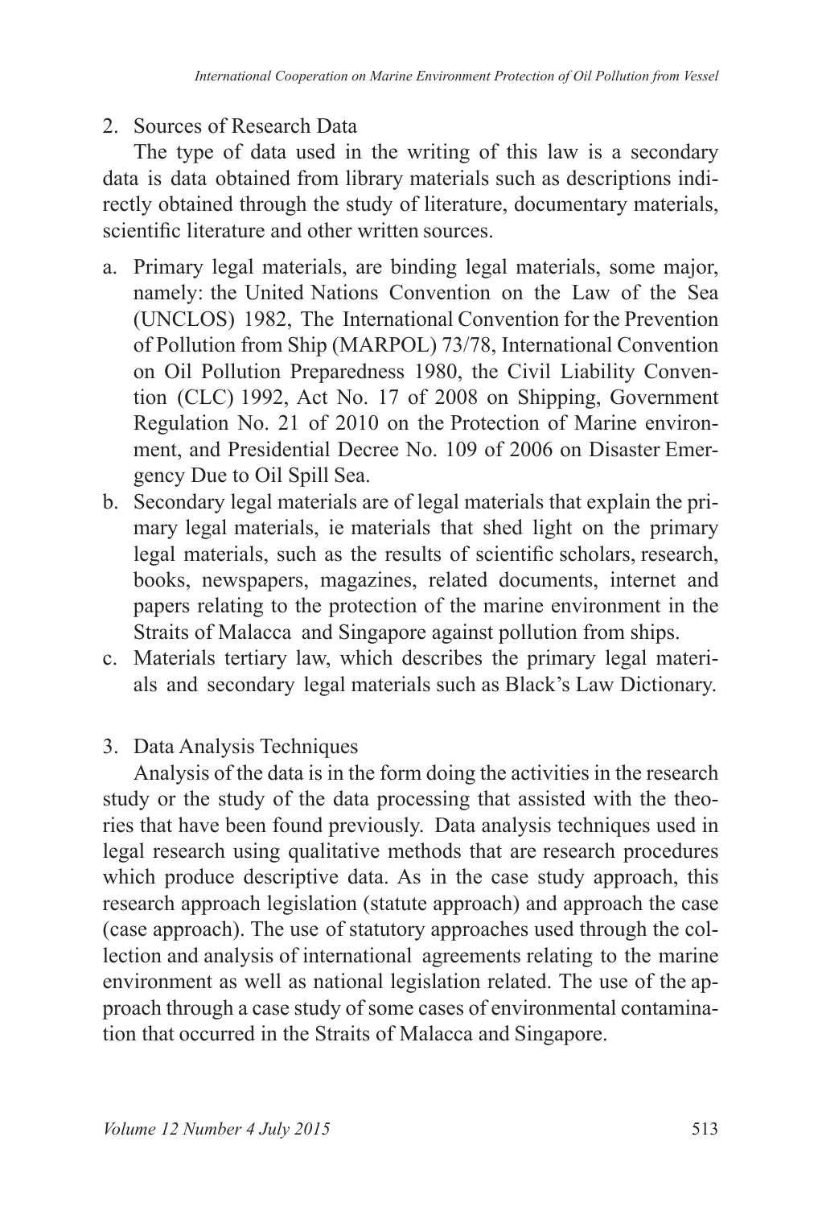2. Sources of Research Data

The type of data used in the writing of this law is a secondary data is data obtained from library materials such as descriptions indirectly obtained through the study of literature, documentary materials, scientific literature and other written sources.

a. Primary legal materials, are binding legal materials, some major, namely: the United Nations Convention on the Law of the Sea (UNCLOS) 1982, The International Convention for the Prevention of Pollution from Ship (MARPOL) 73/78, International Convention on Oil Pollution Preparedness 1980, the Civil Liability Convention (CLC) 1992, Act No. 17 of 2008 on Shipping, Government Regulation No. 21 of 2010 on the Protection of Marine environment, and Presidential Decree No. 109 of 2006 on Disaster Emergency Due to Oil Spill Sea.
b. Secondary legal materials are of legal materials that explain the primary legal materials, ie materials that shed light on the primary legal materials, such as the results of scientific scholars, research, books, newspapers, magazines, related documents, internet and papers relating to the protection of the marine environment in the Straits of Malacca and Singapore against pollution from ships.
c. Materials tertiary law, which describes the primary legal materials and secondary legal materials such as Black's Law Dictionary.

3. Data Analysis Techniques

Analysis of the data is in the form doing the activities in the research study or the study of the data processing that assisted with the theories that have been found previously. Data analysis techniques used in legal research using qualitative methods that are research procedures which produce descriptive data. As in the case study approach, this research approach legislation (statute approach) and approach the case (case approach). The use of statutory approaches used through the collection and analysis of international agreements relating to the marine environment as well as national legislation related. The use of the approach through a case study of some cases of environmental contamination that occurred in the Straits of Malacca and Singapore.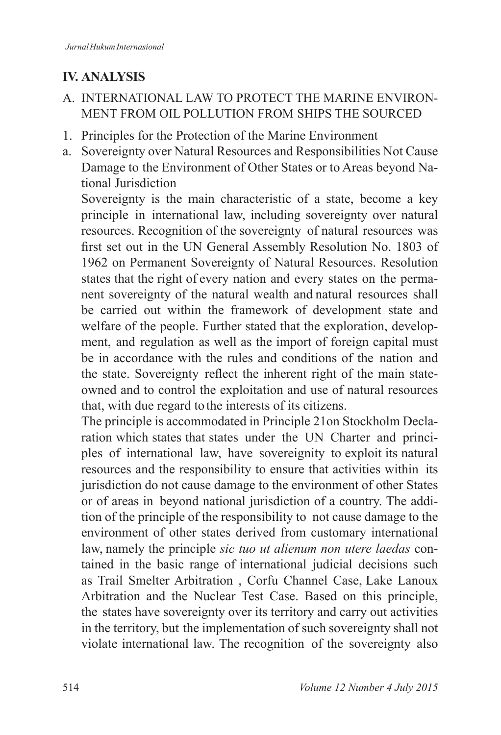## IV. ANALYSIS

### A. INTERNATIONAL LAW TO PROTECT THE MARINE ENVIRONMENT FROM OIL POLLUTION FROM SHIPS THE SOURCED

#### 1. Principles for the Protection of the Marine Environment

##### a. Sovereignty over Natural Resources and Responsibilities Not Cause Damage to the Environment of Other States or to Areas beyond National Jurisdiction

Sovereignty is the main characteristic of a state, become a key principle in international law, including sovereignty over natural resources. Recognition of the sovereignty of natural resources was first set out in the UN General Assembly Resolution No. 1803 of 1962 on Permanent Sovereignty of Natural Resources. Resolution states that the right of every nation and every states on the permanent sovereignty of the natural wealth and natural resources shall be carried out within the framework of development state and welfare of the people. Further stated that the exploration, development, and regulation as well as the import of foreign capital must be in accordance with the rules and conditions of the nation and the state. Sovereignty reflect the inherent right of the main state-owned and to control the exploitation and use of natural resources that, with due regard to the interests of its citizens.

The principle is accommodated in Principle 21on Stockholm Declaration which states that states under the UN Charter and principles of international law, have sovereignity to exploit its natural resources and the responsibility to ensure that activities within its jurisdiction do not cause damage to the environment of other States or of areas in beyond national jurisdiction of a country. The addition of the principle of the responsibility to not cause damage to the environment of other states derived from customary international law, namely the principle *sic tuo ut alienum non utere laedas* contained in the basic range of international judicial decisions such as Trail Smelter Arbitration , Corfu Channel Case, Lake Lanoux Arbitration and the Nuclear Test Case. Based on this principle, the states have sovereignty over its territory and carry out activities in the territory, but the implementation of such sovereignty shall not violate international law. The recognition of the sovereignty also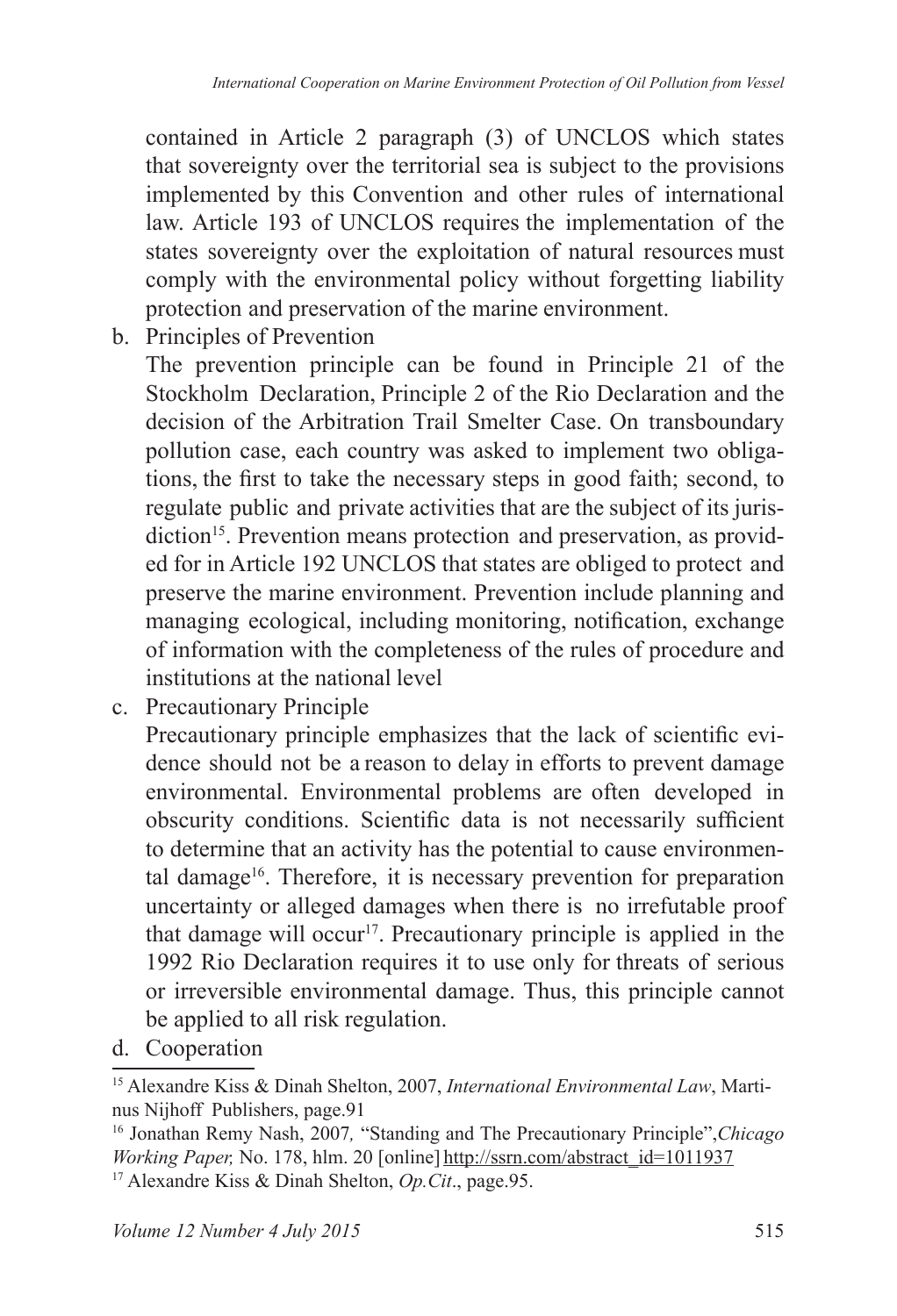contained in Article 2 paragraph (3) of UNCLOS which states that sovereignty over the territorial sea is subject to the provisions implemented by this Convention and other rules of international law. Article 193 of UNCLOS requires the implementation of the states sovereignty over the exploitation of natural resources must comply with the environmental policy without forgetting liability protection and preservation of the marine environment.

b. Principles of Prevention

   The prevention principle can be found in Principle 21 of the Stockholm Declaration, Principle 2 of the Rio Declaration and the decision of the Arbitration Trail Smelter Case. On transboundary pollution case, each country was asked to implement two obligations, the first to take the necessary steps in good faith; second, to regulate public and private activities that are the subject of its jurisdiction[15]. Prevention means protection and preservation, as provided for in Article 192 UNCLOS that states are obliged to protect and preserve the marine environment. Prevention include planning and managing ecological, including monitoring, notification, exchange of information with the completeness of the rules of procedure and institutions at the national level

c. Precautionary Principle

   Precautionary principle emphasizes that the lack of scientific evidence should not be a reason to delay in efforts to prevent damage environmental. Environmental problems are often developed in obscurity conditions. Scientific data is not necessarily sufficient to determine that an activity has the potential to cause environmental damage[16]. Therefore, it is necessary prevention for preparation uncertainty or alleged damages when there is no irrefutable proof that damage will occur[17]. Precautionary principle is applied in the 1992 Rio Declaration requires it to use only for threats of serious or irreversible environmental damage. Thus, this principle cannot be applied to all risk regulation.

d. Cooperation

---

[15] Alexandre Kiss & Dinah Shelton, 2007, *International Environmental Law*, Martinus Nijhoff Publishers, page.91

[16] Jonathan Remy Nash, 2007, "Standing and The Precautionary Principle",*Chicago Working Paper,* No. 178, hlm. 20 [online] http://ssrn.com/abstract_id=1011937

[17] Alexandre Kiss & Dinah Shelton, *Op.Cit*., page.95.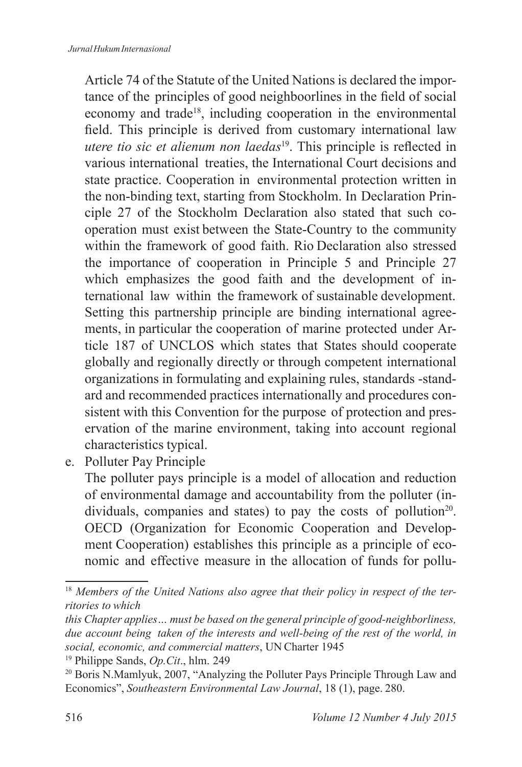Article 74 of the Statute of the United Nations is declared the importance of the principles of good neighboorlines in the field of social economy and trade[18], including cooperation in the environmental field. This principle is derived from customary international law *utere tio sic et alienum non laedas*[19]. This principle is reflected in various international treaties, the International Court decisions and state practice. Cooperation in environmental protection written in the non-binding text, starting from Stockholm. In Declaration Principle 27 of the Stockholm Declaration also stated that such cooperation must exist between the State-Country to the community within the framework of good faith. Rio Declaration also stressed the importance of cooperation in Principle 5 and Principle 27 which emphasizes the good faith and the development of international law within the framework of sustainable development. Setting this partnership principle are binding international agreements, in particular the cooperation of marine protected under Article 187 of UNCLOS which states that States should cooperate globally and regionally directly or through competent international organizations in formulating and explaining rules, standards -standard and recommended practices internationally and procedures consistent with this Convention for the purpose of protection and preservation of the marine environment, taking into account regional characteristics typical.

e. Polluter Pay Principle

   The polluter pays principle is a model of allocation and reduction of environmental damage and accountability from the polluter (individuals, companies and states) to pay the costs of pollution[20]. OECD (Organization for Economic Cooperation and Development Cooperation) establishes this principle as a principle of economic and effective measure in the allocation of funds for pollu-

---

[18] *Members of the United Nations also agree that their policy in respect of the territories to which this Chapter applies… must be based on the general principle of good-neighborliness, due account being taken of the interests and well-being of the rest of the world, in social, economic, and commercial matters*, UN Charter 1945

[19] Philippe Sands, *Op.Cit*., hlm. 249

[20] Boris N.Mamlyuk, 2007, "Analyzing the Polluter Pays Principle Through Law and Economics", *Southeastern Environmental Law Journal*, 18 (1), page. 280.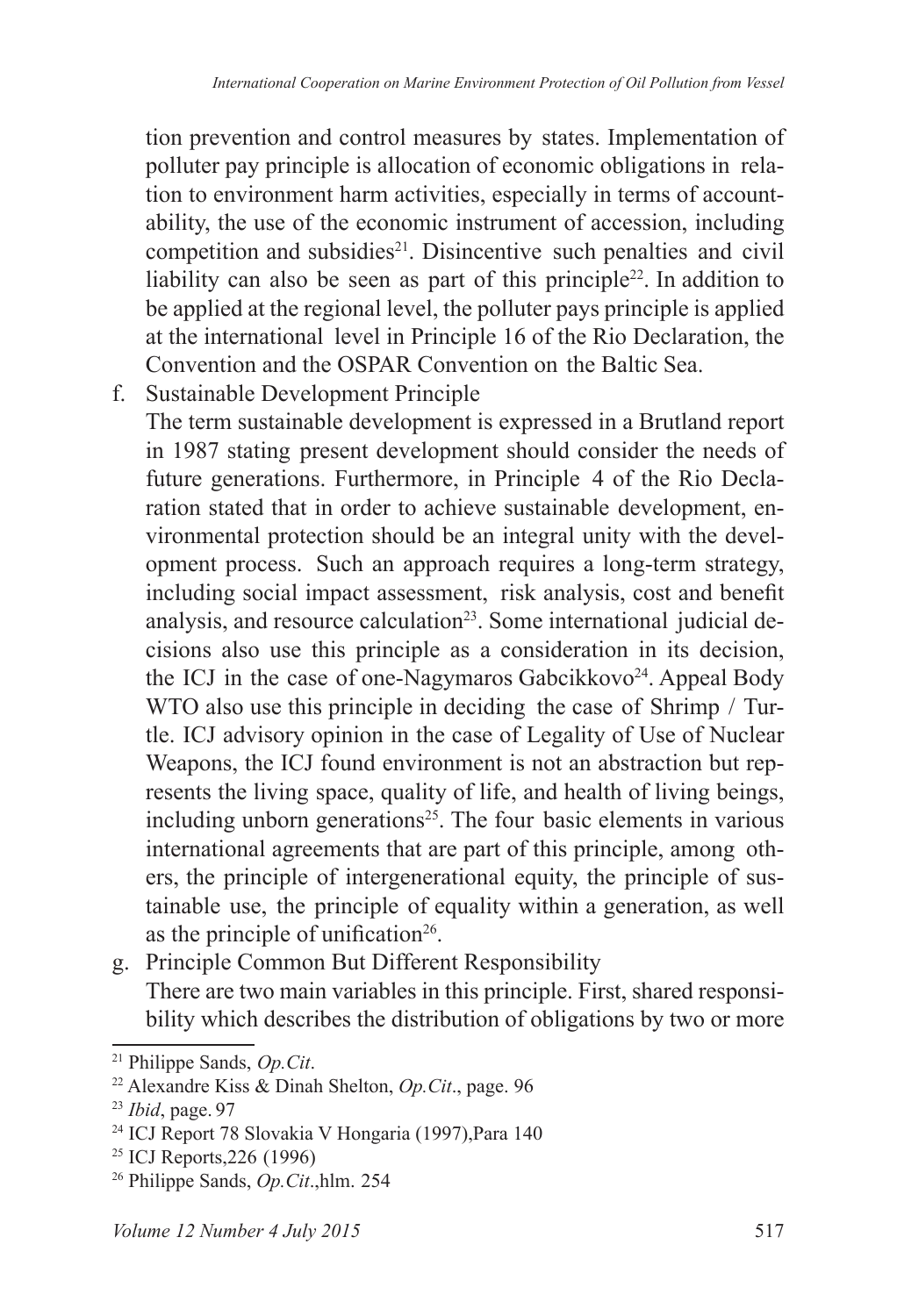tion prevention and control measures by states. Implementation of polluter pay principle is allocation of economic obligations in relation to environment harm activities, especially in terms of accountability, the use of the economic instrument of accession, including competition and subsidies[21]. Disincentive such penalties and civil liability can also be seen as part of this principle[22]. In addition to be applied at the regional level, the polluter pays principle is applied at the international level in Principle 16 of the Rio Declaration, the Convention and the OSPAR Convention on the Baltic Sea.

f. Sustainable Development Principle

The term sustainable development is expressed in a Brutland report in 1987 stating present development should consider the needs of future generations. Furthermore, in Principle 4 of the Rio Declaration stated that in order to achieve sustainable development, environmental protection should be an integral unity with the development process. Such an approach requires a long-term strategy, including social impact assessment, risk analysis, cost and benefit analysis, and resource calculation[23]. Some international judicial decisions also use this principle as a consideration in its decision, the ICJ in the case of one-Nagymaros Gabcikkovo[24]. Appeal Body WTO also use this principle in deciding the case of Shrimp / Turtle. ICJ advisory opinion in the case of Legality of Use of Nuclear Weapons, the ICJ found environment is not an abstraction but represents the living space, quality of life, and health of living beings, including unborn generations[25]. The four basic elements in various international agreements that are part of this principle, among others, the principle of intergenerational equity, the principle of sustainable use, the principle of equality within a generation, as well as the principle of unification[26].

g. Principle Common But Different Responsibility

There are two main variables in this principle. First, shared responsibility which describes the distribution of obligations by two or more

---

[21] Philippe Sands, *Op.Cit*.

[22] Alexandre Kiss & Dinah Shelton, *Op.Cit*., page. 96

[23] *Ibid*, page. 97

[24] ICJ Report 78 Slovakia V Hongaria (1997),Para 140

[25] ICJ Reports,226 (1996)

[26] Philippe Sands, *Op.Cit*.,hlm. 254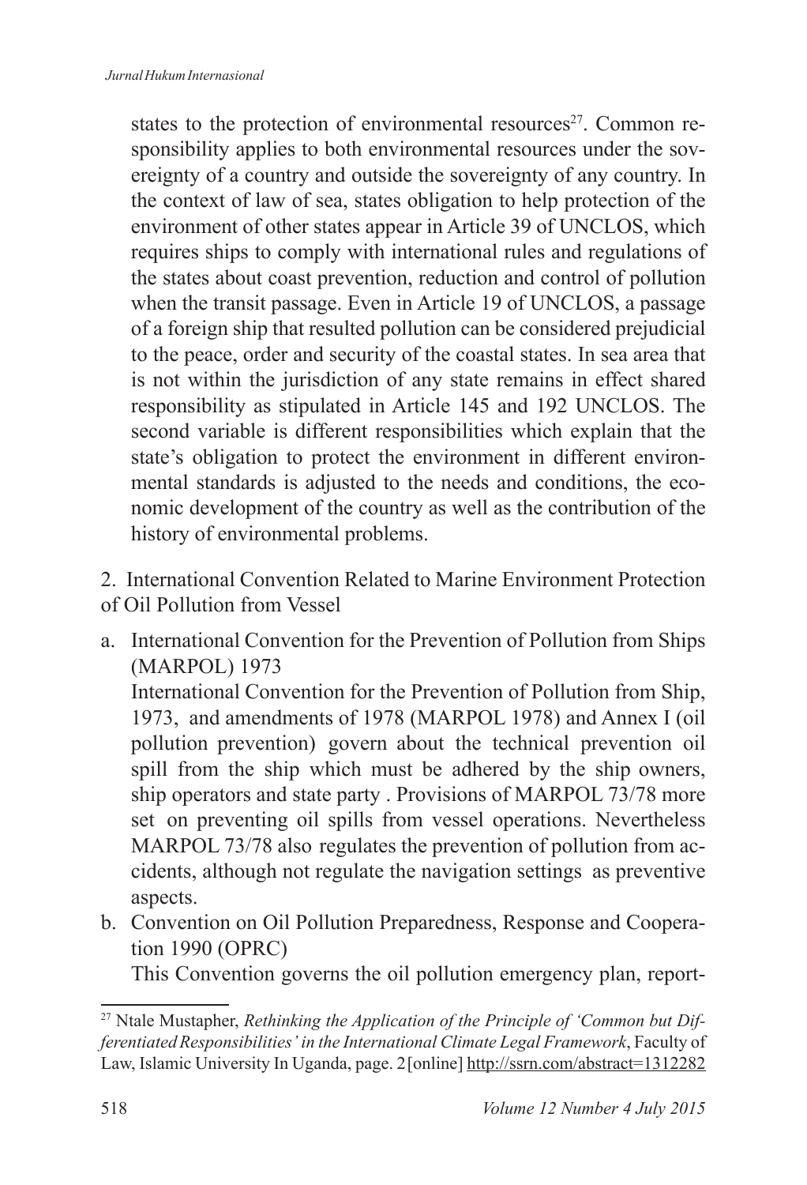states to the protection of environmental resources[27]. Common responsibility applies to both environmental resources under the sovereignty of a country and outside the sovereignty of any country. In the context of law of sea, states obligation to help protection of the environment of other states appear in Article 39 of UNCLOS, which requires ships to comply with international rules and regulations of the states about coast prevention, reduction and control of pollution when the transit passage. Even in Article 19 of UNCLOS, a passage of a foreign ship that resulted pollution can be considered prejudicial to the peace, order and security of the coastal states. In sea area that is not within the jurisdiction of any state remains in effect shared responsibility as stipulated in Article 145 and 192 UNCLOS. The second variable is different responsibilities which explain that the state's obligation to protect the environment in different environmental standards is adjusted to the needs and conditions, the economic development of the country as well as the contribution of the history of environmental problems.

2. International Convention Related to Marine Environment Protection of Oil Pollution from Vessel

a. International Convention for the Prevention of Pollution from Ships (MARPOL) 1973

   International Convention for the Prevention of Pollution from Ship, 1973, and amendments of 1978 (MARPOL 1978) and Annex I (oil pollution prevention) govern about the technical prevention oil spill from the ship which must be adhered by the ship owners, ship operators and state party . Provisions of MARPOL 73/78 more set on preventing oil spills from vessel operations. Nevertheless MARPOL 73/78 also regulates the prevention of pollution from accidents, although not regulate the navigation settings as preventive aspects.

b. Convention on Oil Pollution Preparedness, Response and Cooperation 1990 (OPRC)

   This Convention governs the oil pollution emergency plan, report-

---

[27] Ntale Mustapher, *Rethinking the Application of the Principle of 'Common but Differentiated Responsibilities' in the International Climate Legal Framework*, Faculty of Law, Islamic University In Uganda, page. 2 [online] http://ssrn.com/abstract=1312282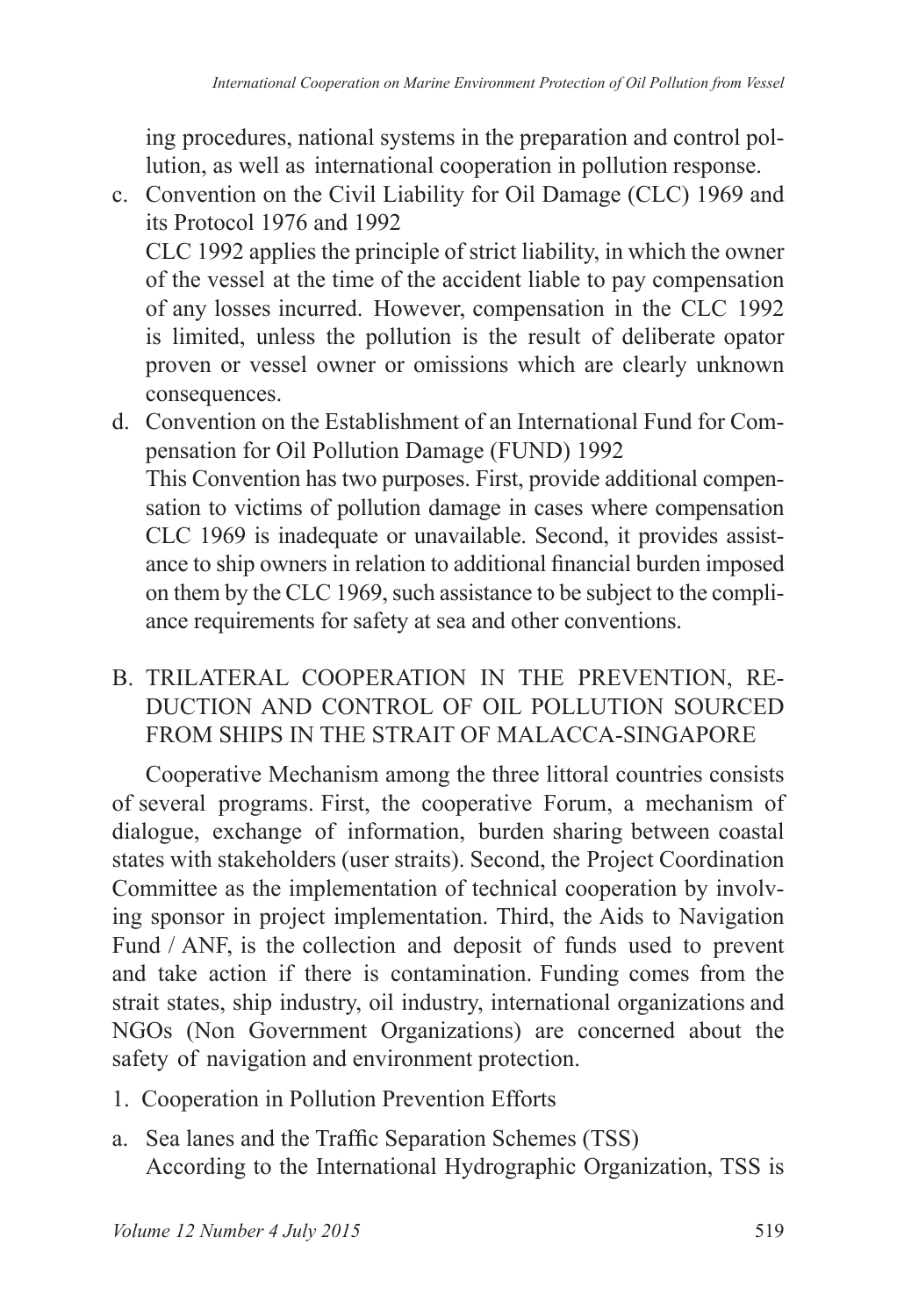ing procedures, national systems in the preparation and control pollution, as well as international cooperation in pollution response.

c. Convention on the Civil Liability for Oil Damage (CLC) 1969 and its Protocol 1976 and 1992

   CLC 1992 applies the principle of strict liability, in which the owner of the vessel at the time of the accident liable to pay compensation of any losses incurred. However, compensation in the CLC 1992 is limited, unless the pollution is the result of deliberate opator proven or vessel owner or omissions which are clearly unknown consequences.

d. Convention on the Establishment of an International Fund for Compensation for Oil Pollution Damage (FUND) 1992

   This Convention has two purposes. First, provide additional compensation to victims of pollution damage in cases where compensation CLC 1969 is inadequate or unavailable. Second, it provides assistance to ship owners in relation to additional financial burden imposed on them by the CLC 1969, such assistance to be subject to the compliance requirements for safety at sea and other conventions.

## B. TRILATERAL COOPERATION IN THE PREVENTION, REDUCTION AND CONTROL OF OIL POLLUTION SOURCED FROM SHIPS IN THE STRAIT OF MALACCA-SINGAPORE

Cooperative Mechanism among the three littoral countries consists of several programs. First, the cooperative Forum, a mechanism of dialogue, exchange of information, burden sharing between coastal states with stakeholders (user straits). Second, the Project Coordination Committee as the implementation of technical cooperation by involving sponsor in project implementation. Third, the Aids to Navigation Fund / ANF, is the collection and deposit of funds used to prevent and take action if there is contamination. Funding comes from the strait states, ship industry, oil industry, international organizations and NGOs (Non Government Organizations) are concerned about the safety of navigation and environment protection.

1. Cooperation in Pollution Prevention Efforts

a. Sea lanes and the Traffic Separation Schemes (TSS)

   According to the International Hydrographic Organization, TSS is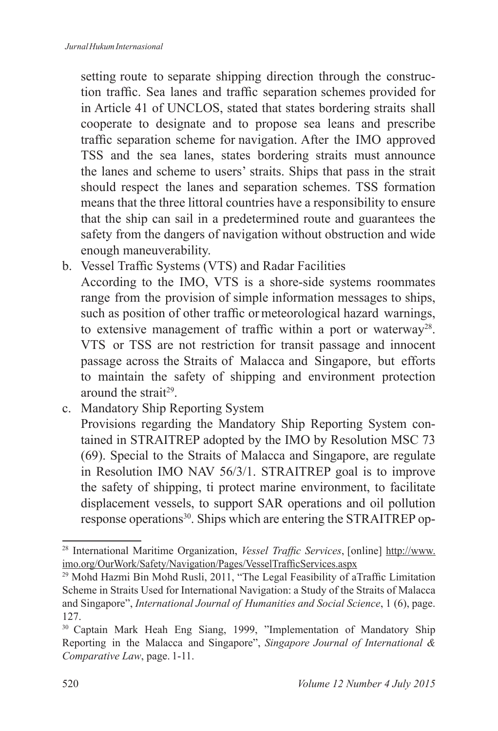setting route to separate shipping direction through the construction traffic. Sea lanes and traffic separation schemes provided for in Article 41 of UNCLOS, stated that states bordering straits shall cooperate to designate and to propose sea leans and prescribe traffic separation scheme for navigation. After the IMO approved TSS and the sea lanes, states bordering straits must announce the lanes and scheme to users' straits. Ships that pass in the strait should respect the lanes and separation schemes. TSS formation means that the three littoral countries have a responsibility to ensure that the ship can sail in a predetermined route and guarantees the safety from the dangers of navigation without obstruction and wide enough maneuverability.

b. Vessel Traffic Systems (VTS) and Radar Facilities
   According to the IMO, VTS is a shore-side systems roommates range from the provision of simple information messages to ships, such as position of other traffic or meteorological hazard warnings, to extensive management of traffic within a port or waterway[28]. VTS or TSS are not restriction for transit passage and innocent passage across the Straits of Malacca and Singapore, but efforts to maintain the safety of shipping and environment protection around the strait[29].

c. Mandatory Ship Reporting System
   Provisions regarding the Mandatory Ship Reporting System contained in STRAITREP adopted by the IMO by Resolution MSC 73 (69). Special to the Straits of Malacca and Singapore, are regulate in Resolution IMO NAV 56/3/1. STRAITREP goal is to improve the safety of shipping, ti protect marine environment, to facilitate displacement vessels, to support SAR operations and oil pollution response operations[30]. Ships which are entering the STRAITREP op-

---

[28] International Maritime Organization, *Vessel Traffic Services*, [online] http://www.imo.org/OurWork/Safety/Navigation/Pages/VesselTrafficServices.aspx

[29] Mohd Hazmi Bin Mohd Rusli, 2011, "The Legal Feasibility of aTraffic Limitation Scheme in Straits Used for International Navigation: a Study of the Straits of Malacca and Singapore", *International Journal of Humanities and Social Science*, 1 (6), page. 127.

[30] Captain Mark Heah Eng Siang, 1999, "Implementation of Mandatory Ship Reporting in the Malacca and Singapore", *Singapore Journal of International & Comparative Law*, page. 1-11.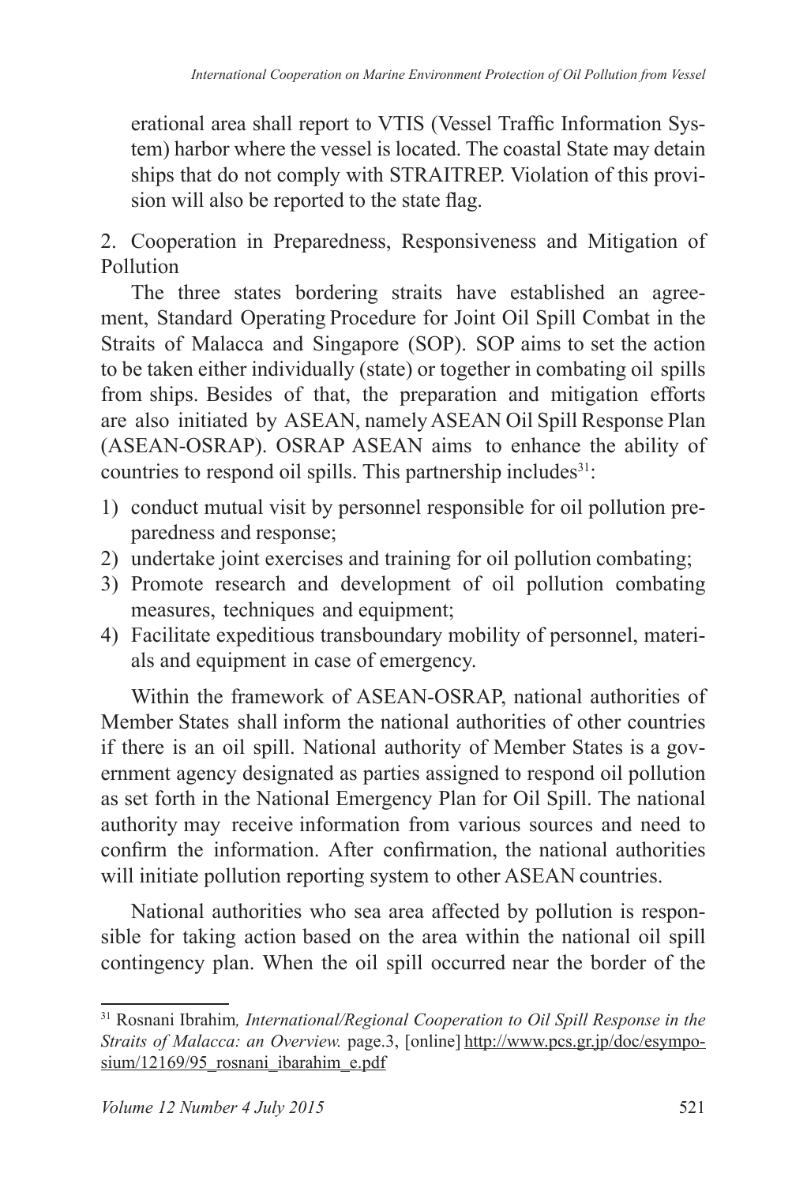erational area shall report to VTIS (Vessel Traffic Information System) harbor where the vessel is located. The coastal State may detain ships that do not comply with STRAITREP. Violation of this provision will also be reported to the state flag.

2. Cooperation in Preparedness, Responsiveness and Mitigation of Pollution

The three states bordering straits have established an agreement, Standard Operating Procedure for Joint Oil Spill Combat in the Straits of Malacca and Singapore (SOP). SOP aims to set the action to be taken either individually (state) or together in combating oil spills from ships. Besides of that, the preparation and mitigation efforts are also initiated by ASEAN, namely ASEAN Oil Spill Response Plan (ASEAN-OSRAP). OSRAP ASEAN aims to enhance the ability of countries to respond oil spills. This partnership includes[31]:

1) conduct mutual visit by personnel responsible for oil pollution preparedness and response;
2) undertake joint exercises and training for oil pollution combating;
3) Promote research and development of oil pollution combating measures, techniques and equipment;
4) Facilitate expeditious transboundary mobility of personnel, materials and equipment in case of emergency.

Within the framework of ASEAN-OSRAP, national authorities of Member States shall inform the national authorities of other countries if there is an oil spill. National authority of Member States is a government agency designated as parties assigned to respond oil pollution as set forth in the National Emergency Plan for Oil Spill. The national authority may receive information from various sources and need to confirm the information. After confirmation, the national authorities will initiate pollution reporting system to other ASEAN countries.

National authorities who sea area affected by pollution is responsible for taking action based on the area within the national oil spill contingency plan. When the oil spill occurred near the border of the

[31] Rosnani Ibrahim, *International/Regional Cooperation to Oil Spill Response in the Straits of Malacca: an Overview.* page.3, [online] http://www.pcs.gr.jp/doc/esymposium/12169/95_rosnani_ibarahim_e.pdf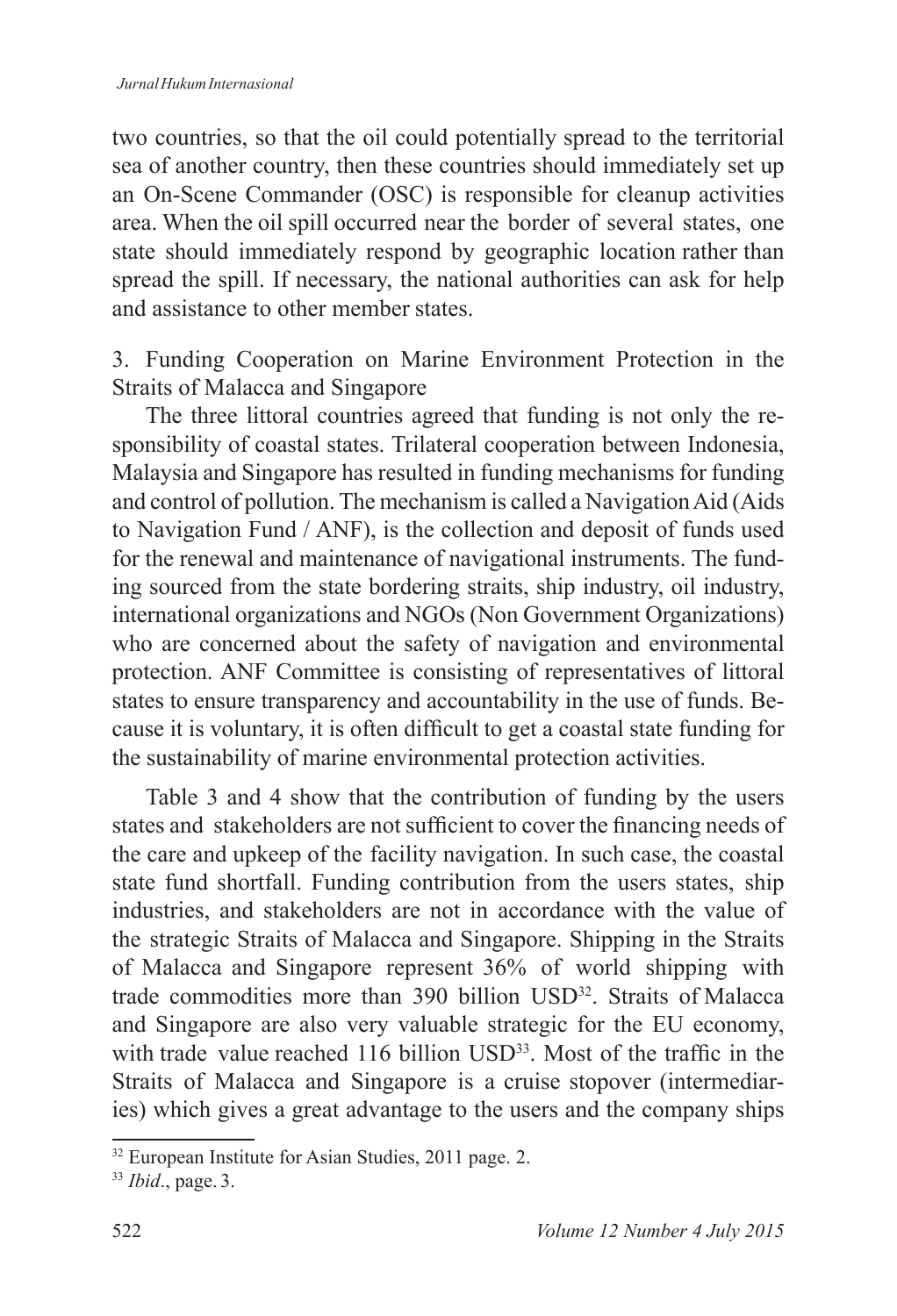two countries, so that the oil could potentially spread to the territorial sea of another country, then these countries should immediately set up an On-Scene Commander (OSC) is responsible for cleanup activities area. When the oil spill occurred near the border of several states, one state should immediately respond by geographic location rather than spread the spill. If necessary, the national authorities can ask for help and assistance to other member states.

### 3. Funding Cooperation on Marine Environment Protection in the Straits of Malacca and Singapore

The three littoral countries agreed that funding is not only the responsibility of coastal states. Trilateral cooperation between Indonesia, Malaysia and Singapore has resulted in funding mechanisms for funding and control of pollution. The mechanism is called a Navigation Aid (Aids to Navigation Fund / ANF), is the collection and deposit of funds used for the renewal and maintenance of navigational instruments. The funding sourced from the state bordering straits, ship industry, oil industry, international organizations and NGOs (Non Government Organizations) who are concerned about the safety of navigation and environmental protection. ANF Committee is consisting of representatives of littoral states to ensure transparency and accountability in the use of funds. Because it is voluntary, it is often difficult to get a coastal state funding for the sustainability of marine environmental protection activities.

Table 3 and 4 show that the contribution of funding by the users states and stakeholders are not sufficient to cover the financing needs of the care and upkeep of the facility navigation. In such case, the coastal state fund shortfall. Funding contribution from the users states, ship industries, and stakeholders are not in accordance with the value of the strategic Straits of Malacca and Singapore. Shipping in the Straits of Malacca and Singapore represent 36% of world shipping with trade commodities more than 390 billion USD[32]. Straits of Malacca and Singapore are also very valuable strategic for the EU economy, with trade value reached 116 billion USD[33]. Most of the traffic in the Straits of Malacca and Singapore is a cruise stopover (intermediaries) which gives a great advantage to the users and the company ships

---

[32] European Institute for Asian Studies, 2011 page. 2.

[33] *Ibid*., page. 3.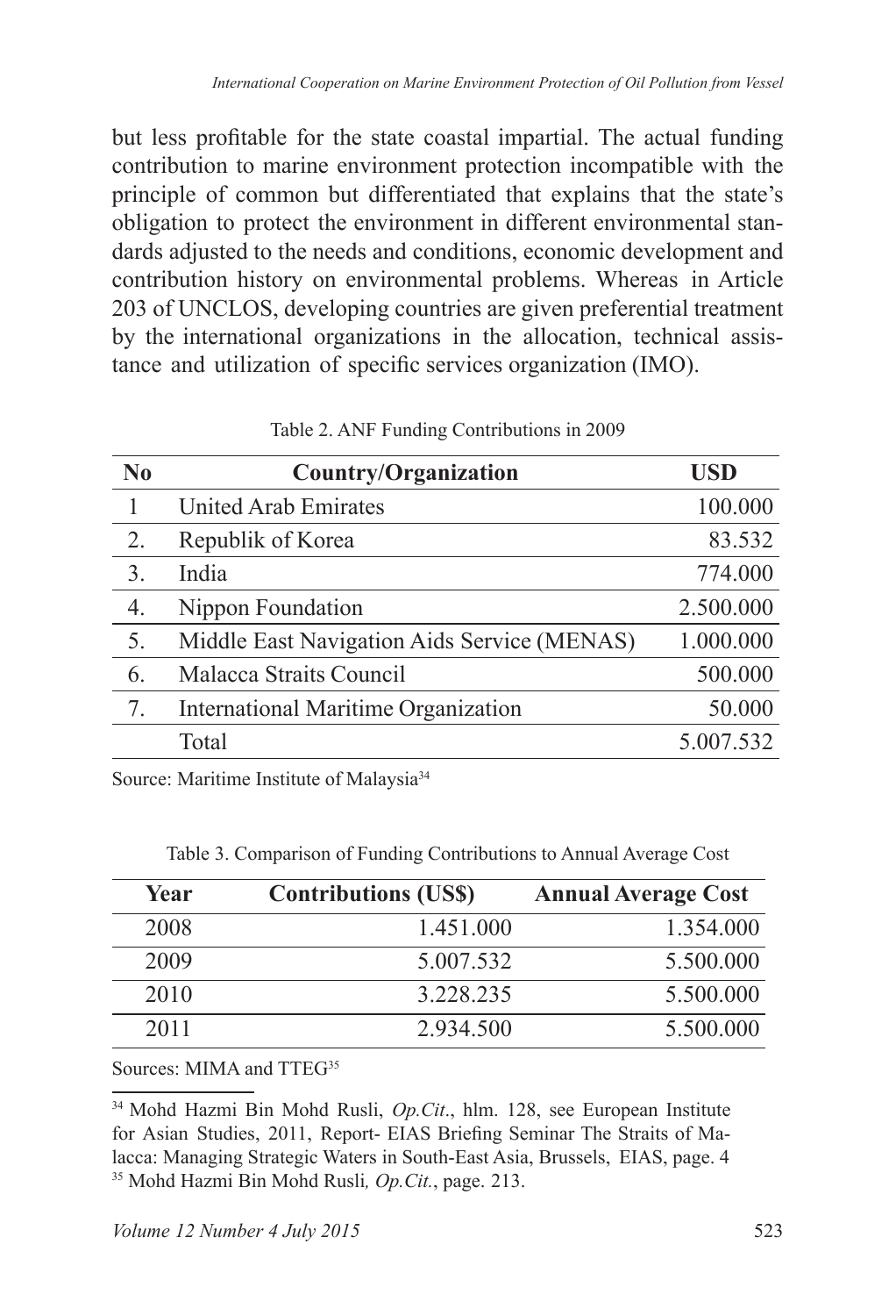but less profitable for the state coastal impartial. The actual funding contribution to marine environment protection incompatible with the principle of common but differentiated that explains that the state's obligation to protect the environment in different environmental standards adjusted to the needs and conditions, economic development and contribution history on environmental problems. Whereas in Article 203 of UNCLOS, developing countries are given preferential treatment by the international organizations in the allocation, technical assistance and utilization of specific services organization (IMO).

Table 2. ANF Funding Contributions in 2009

| No | Country/Organization | USD |
|---|---|---|
| 1 | United Arab Emirates | 100.000 |
| 2. | Republik of Korea | 83.532 |
| 3. | India | 774.000 |
| 4. | Nippon Foundation | 2.500.000 |
| 5. | Middle East Navigation Aids Service (MENAS) | 1.000.000 |
| 6. | Malacca Straits Council | 500.000 |
| 7. | International Maritime Organization | 50.000 |
| | Total | 5.007.532 |

Source: Maritime Institute of Malaysia[34]

Table 3. Comparison of Funding Contributions to Annual Average Cost

| Year | Contributions (US$) | Annual Average Cost |
|---|---|---|
| 2008 | 1.451.000 | 1.354.000 |
| 2009 | 5.007.532 | 5.500.000 |
| 2010 | 3.228.235 | 5.500.000 |
| 2011 | 2.934.500 | 5.500.000 |

Sources: MIMA and TTEG[35]

[34] Mohd Hazmi Bin Mohd Rusli, *Op.Cit*., hlm. 128, see European Institute for Asian Studies, 2011, Report- EIAS Briefing Seminar The Straits of Malacca: Managing Strategic Waters in South-East Asia, Brussels, EIAS, page. 4

[35] Mohd Hazmi Bin Mohd Rusli, *Op.Cit.*, page. 213.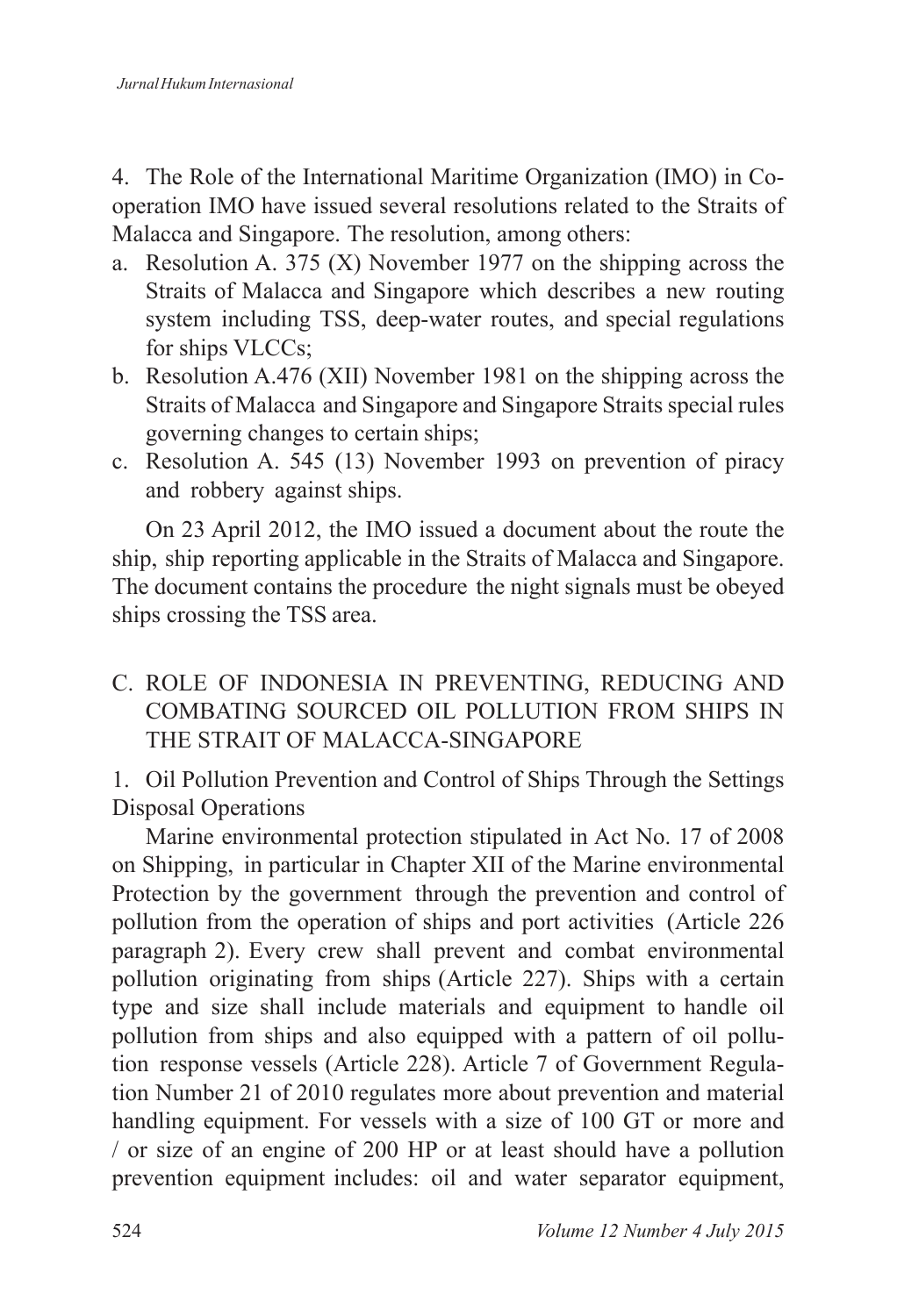4. The Role of the International Maritime Organization (IMO) in Co-operation IMO have issued several resolutions related to the Straits of Malacca and Singapore. The resolution, among others:

a. Resolution A. 375 (X) November 1977 on the shipping across the Straits of Malacca and Singapore which describes a new routing system including TSS, deep-water routes, and special regulations for ships VLCCs;
b. Resolution A.476 (XII) November 1981 on the shipping across the Straits of Malacca and Singapore and Singapore Straits special rules governing changes to certain ships;
c. Resolution A. 545 (13) November 1993 on prevention of piracy and robbery against ships.

On 23 April 2012, the IMO issued a document about the route the ship, ship reporting applicable in the Straits of Malacca and Singapore. The document contains the procedure the night signals must be obeyed ships crossing the TSS area.

## C. ROLE OF INDONESIA IN PREVENTING, REDUCING AND COMBATING SOURCED OIL POLLUTION FROM SHIPS IN THE STRAIT OF MALACCA-SINGAPORE

1. Oil Pollution Prevention and Control of Ships Through the Settings Disposal Operations

Marine environmental protection stipulated in Act No. 17 of 2008 on Shipping, in particular in Chapter XII of the Marine environmental Protection by the government through the prevention and control of pollution from the operation of ships and port activities (Article 226 paragraph 2). Every crew shall prevent and combat environmental pollution originating from ships (Article 227). Ships with a certain type and size shall include materials and equipment to handle oil pollution from ships and also equipped with a pattern of oil pollution response vessels (Article 228). Article 7 of Government Regulation Number 21 of 2010 regulates more about prevention and material handling equipment. For vessels with a size of 100 GT or more and / or size of an engine of 200 HP or at least should have a pollution prevention equipment includes: oil and water separator equipment,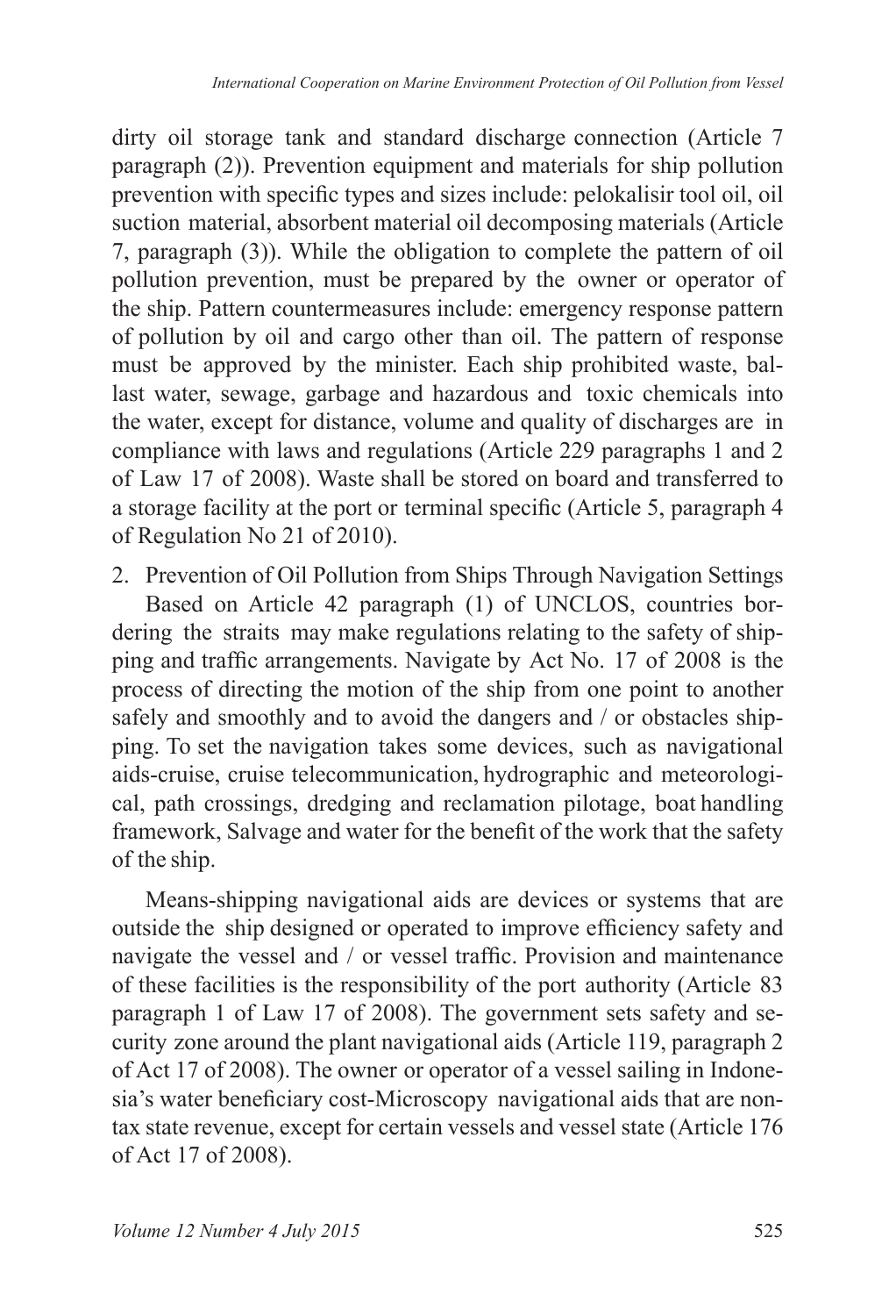dirty oil storage tank and standard discharge connection (Article 7 paragraph (2)). Prevention equipment and materials for ship pollution prevention with specific types and sizes include: pelokalisir tool oil, oil suction material, absorbent material oil decomposing materials (Article 7, paragraph (3)). While the obligation to complete the pattern of oil pollution prevention, must be prepared by the owner or operator of the ship. Pattern countermeasures include: emergency response pattern of pollution by oil and cargo other than oil. The pattern of response must be approved by the minister. Each ship prohibited waste, ballast water, sewage, garbage and hazardous and toxic chemicals into the water, except for distance, volume and quality of discharges are in compliance with laws and regulations (Article 229 paragraphs 1 and 2 of Law 17 of 2008). Waste shall be stored on board and transferred to a storage facility at the port or terminal specific (Article 5, paragraph 4 of Regulation No 21 of 2010).

2. Prevention of Oil Pollution from Ships Through Navigation Settings

   Based on Article 42 paragraph (1) of UNCLOS, countries bordering the straits may make regulations relating to the safety of shipping and traffic arrangements. Navigate by Act No. 17 of 2008 is the process of directing the motion of the ship from one point to another safely and smoothly and to avoid the dangers and / or obstacles shipping. To set the navigation takes some devices, such as navigational aids-cruise, cruise telecommunication, hydrographic and meteorological, path crossings, dredging and reclamation pilotage, boat handling framework, Salvage and water for the benefit of the work that the safety of the ship.

Means-shipping navigational aids are devices or systems that are outside the ship designed or operated to improve efficiency safety and navigate the vessel and / or vessel traffic. Provision and maintenance of these facilities is the responsibility of the port authority (Article 83 paragraph 1 of Law 17 of 2008). The government sets safety and security zone around the plant navigational aids (Article 119, paragraph 2 of Act 17 of 2008). The owner or operator of a vessel sailing in Indonesia's water beneficiary cost-Microscopy navigational aids that are non-tax state revenue, except for certain vessels and vessel state (Article 176 of Act 17 of 2008).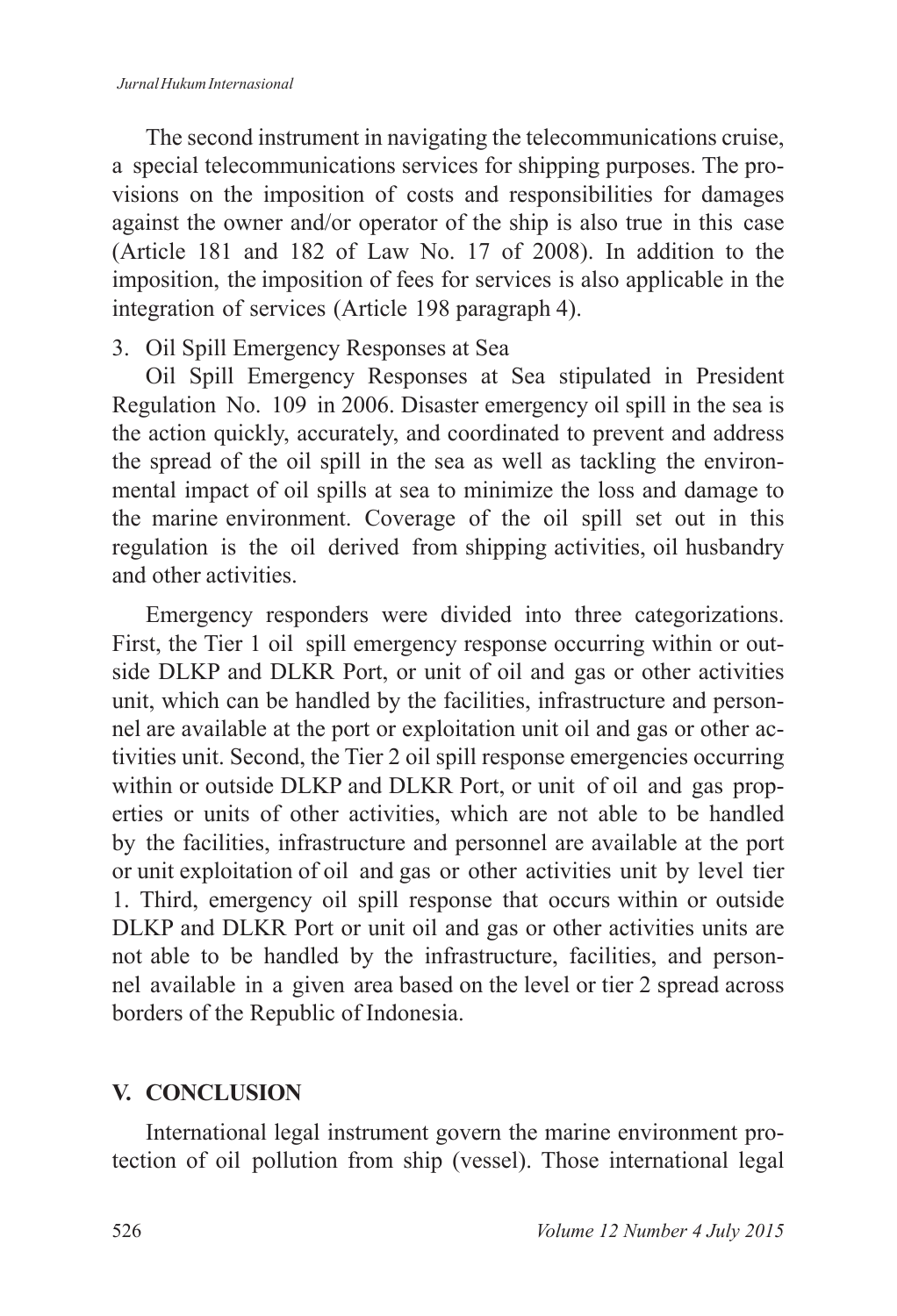The second instrument in navigating the telecommunications cruise, a special telecommunications services for shipping purposes. The provisions on the imposition of costs and responsibilities for damages against the owner and/or operator of the ship is also true in this case (Article 181 and 182 of Law No. 17 of 2008). In addition to the imposition, the imposition of fees for services is also applicable in the integration of services (Article 198 paragraph 4).

3. Oil Spill Emergency Responses at Sea

Oil Spill Emergency Responses at Sea stipulated in President Regulation No. 109 in 2006. Disaster emergency oil spill in the sea is the action quickly, accurately, and coordinated to prevent and address the spread of the oil spill in the sea as well as tackling the environmental impact of oil spills at sea to minimize the loss and damage to the marine environment. Coverage of the oil spill set out in this regulation is the oil derived from shipping activities, oil husbandry and other activities.

Emergency responders were divided into three categorizations. First, the Tier 1 oil spill emergency response occurring within or outside DLKP and DLKR Port, or unit of oil and gas or other activities unit, which can be handled by the facilities, infrastructure and personnel are available at the port or exploitation unit oil and gas or other activities unit. Second, the Tier 2 oil spill response emergencies occurring within or outside DLKP and DLKR Port, or unit of oil and gas properties or units of other activities, which are not able to be handled by the facilities, infrastructure and personnel are available at the port or unit exploitation of oil and gas or other activities unit by level tier 1. Third, emergency oil spill response that occurs within or outside DLKP and DLKR Port or unit oil and gas or other activities units are not able to be handled by the infrastructure, facilities, and personnel available in a given area based on the level or tier 2 spread across borders of the Republic of Indonesia.

## V. CONCLUSION

International legal instrument govern the marine environment protection of oil pollution from ship (vessel). Those international legal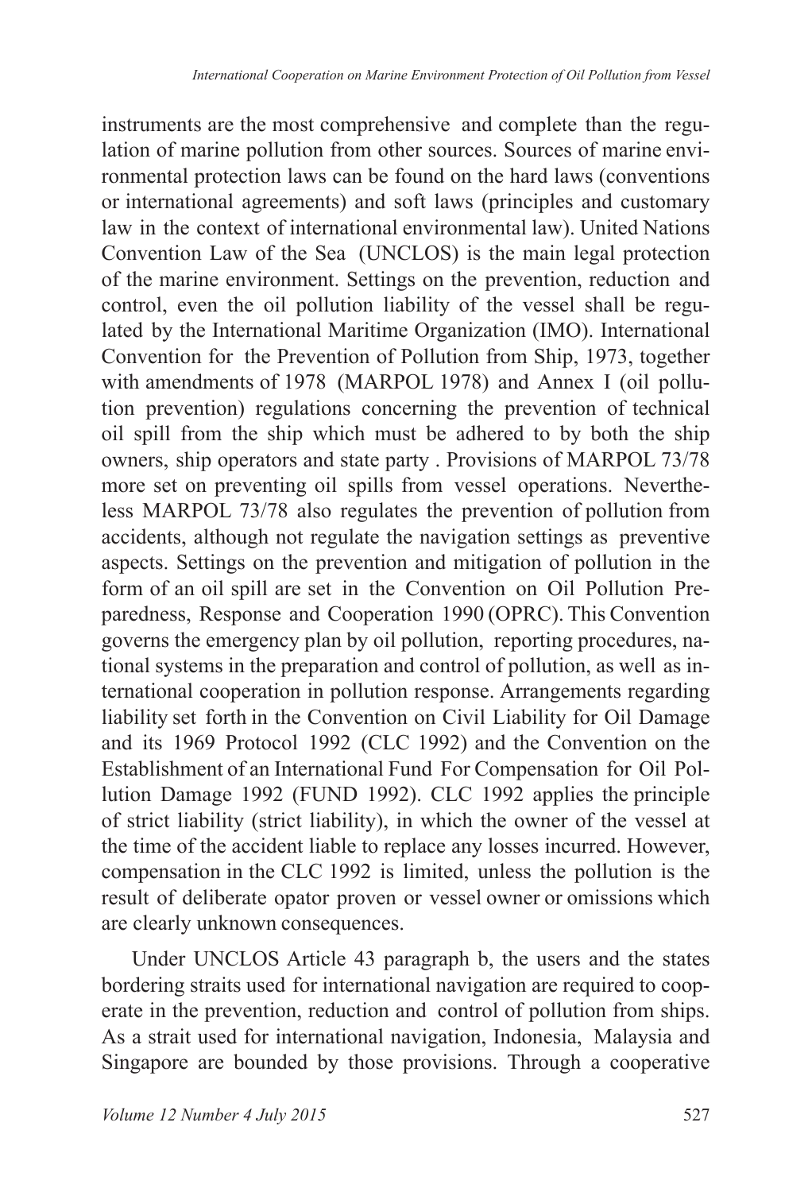instruments are the most comprehensive and complete than the regulation of marine pollution from other sources. Sources of marine environmental protection laws can be found on the hard laws (conventions or international agreements) and soft laws (principles and customary law in the context of international environmental law). United Nations Convention Law of the Sea (UNCLOS) is the main legal protection of the marine environment. Settings on the prevention, reduction and control, even the oil pollution liability of the vessel shall be regulated by the International Maritime Organization (IMO). International Convention for the Prevention of Pollution from Ship, 1973, together with amendments of 1978 (MARPOL 1978) and Annex I (oil pollution prevention) regulations concerning the prevention of technical oil spill from the ship which must be adhered to by both the ship owners, ship operators and state party . Provisions of MARPOL 73/78 more set on preventing oil spills from vessel operations. Nevertheless MARPOL 73/78 also regulates the prevention of pollution from accidents, although not regulate the navigation settings as preventive aspects. Settings on the prevention and mitigation of pollution in the form of an oil spill are set in the Convention on Oil Pollution Preparedness, Response and Cooperation 1990 (OPRC). This Convention governs the emergency plan by oil pollution, reporting procedures, national systems in the preparation and control of pollution, as well as international cooperation in pollution response. Arrangements regarding liability set forth in the Convention on Civil Liability for Oil Damage and its 1969 Protocol 1992 (CLC 1992) and the Convention on the Establishment of an International Fund For Compensation for Oil Pollution Damage 1992 (FUND 1992). CLC 1992 applies the principle of strict liability (strict liability), in which the owner of the vessel at the time of the accident liable to replace any losses incurred. However, compensation in the CLC 1992 is limited, unless the pollution is the result of deliberate opator proven or vessel owner or omissions which are clearly unknown consequences.

Under UNCLOS Article 43 paragraph b, the users and the states bordering straits used for international navigation are required to cooperate in the prevention, reduction and control of pollution from ships. As a strait used for international navigation, Indonesia, Malaysia and Singapore are bounded by those provisions. Through a cooperative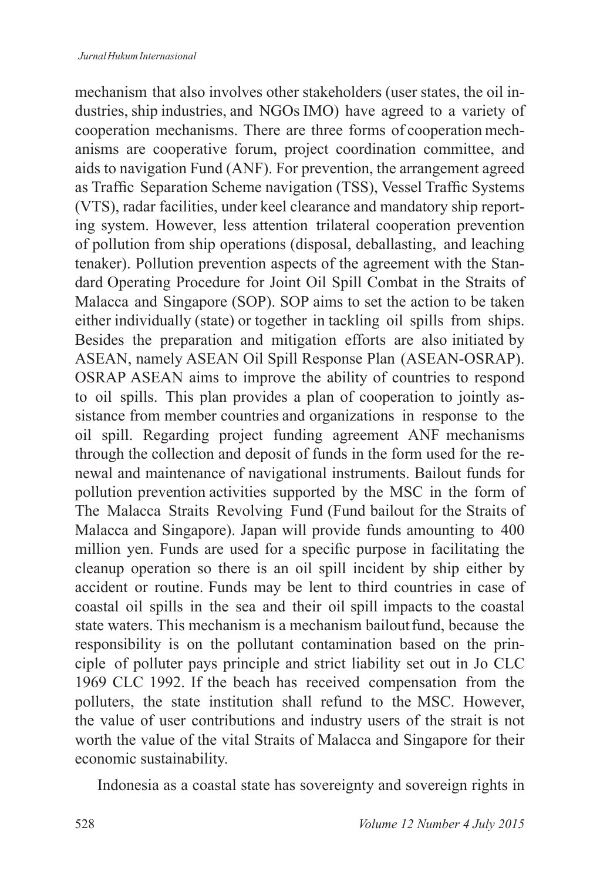mechanism that also involves other stakeholders (user states, the oil industries, ship industries, and NGOs IMO) have agreed to a variety of cooperation mechanisms. There are three forms of cooperation mechanisms are cooperative forum, project coordination committee, and aids to navigation Fund (ANF). For prevention, the arrangement agreed as Traffic Separation Scheme navigation (TSS), Vessel Traffic Systems (VTS), radar facilities, under keel clearance and mandatory ship reporting system. However, less attention trilateral cooperation prevention of pollution from ship operations (disposal, deballasting, and leaching tenaker). Pollution prevention aspects of the agreement with the Standard Operating Procedure for Joint Oil Spill Combat in the Straits of Malacca and Singapore (SOP). SOP aims to set the action to be taken either individually (state) or together in tackling oil spills from ships. Besides the preparation and mitigation efforts are also initiated by ASEAN, namely ASEAN Oil Spill Response Plan (ASEAN-OSRAP). OSRAP ASEAN aims to improve the ability of countries to respond to oil spills. This plan provides a plan of cooperation to jointly assistance from member countries and organizations in response to the oil spill. Regarding project funding agreement ANF mechanisms through the collection and deposit of funds in the form used for the renewal and maintenance of navigational instruments. Bailout funds for pollution prevention activities supported by the MSC in the form of The Malacca Straits Revolving Fund (Fund bailout for the Straits of Malacca and Singapore). Japan will provide funds amounting to 400 million yen. Funds are used for a specific purpose in facilitating the cleanup operation so there is an oil spill incident by ship either by accident or routine. Funds may be lent to third countries in case of coastal oil spills in the sea and their oil spill impacts to the coastal state waters. This mechanism is a mechanism bailout fund, because the responsibility is on the pollutant contamination based on the principle of polluter pays principle and strict liability set out in Jo CLC 1969 CLC 1992. If the beach has received compensation from the polluters, the state institution shall refund to the MSC. However, the value of user contributions and industry users of the strait is not worth the value of the vital Straits of Malacca and Singapore for their economic sustainability.

Indonesia as a coastal state has sovereignty and sovereign rights in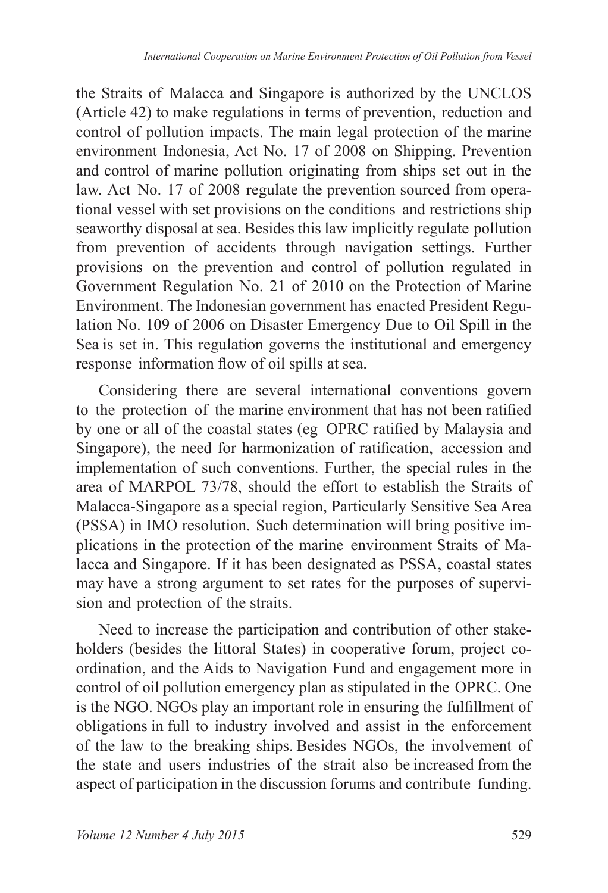the Straits of Malacca and Singapore is authorized by the UNCLOS (Article 42) to make regulations in terms of prevention, reduction and control of pollution impacts. The main legal protection of the marine environment Indonesia, Act No. 17 of 2008 on Shipping. Prevention and control of marine pollution originating from ships set out in the law. Act No. 17 of 2008 regulate the prevention sourced from operational vessel with set provisions on the conditions and restrictions ship seaworthy disposal at sea. Besides this law implicitly regulate pollution from prevention of accidents through navigation settings. Further provisions on the prevention and control of pollution regulated in Government Regulation No. 21 of 2010 on the Protection of Marine Environment. The Indonesian government has enacted President Regulation No. 109 of 2006 on Disaster Emergency Due to Oil Spill in the Sea is set in. This regulation governs the institutional and emergency response information flow of oil spills at sea.

Considering there are several international conventions govern to the protection of the marine environment that has not been ratified by one or all of the coastal states (eg OPRC ratified by Malaysia and Singapore), the need for harmonization of ratification, accession and implementation of such conventions. Further, the special rules in the area of MARPOL 73/78, should the effort to establish the Straits of Malacca-Singapore as a special region, Particularly Sensitive Sea Area (PSSA) in IMO resolution. Such determination will bring positive implications in the protection of the marine environment Straits of Malacca and Singapore. If it has been designated as PSSA, coastal states may have a strong argument to set rates for the purposes of supervision and protection of the straits.

Need to increase the participation and contribution of other stakeholders (besides the littoral States) in cooperative forum, project coordination, and the Aids to Navigation Fund and engagement more in control of oil pollution emergency plan as stipulated in the OPRC. One is the NGO. NGOs play an important role in ensuring the fulfillment of obligations in full to industry involved and assist in the enforcement of the law to the breaking ships. Besides NGOs, the involvement of the state and users industries of the strait also be increased from the aspect of participation in the discussion forums and contribute funding.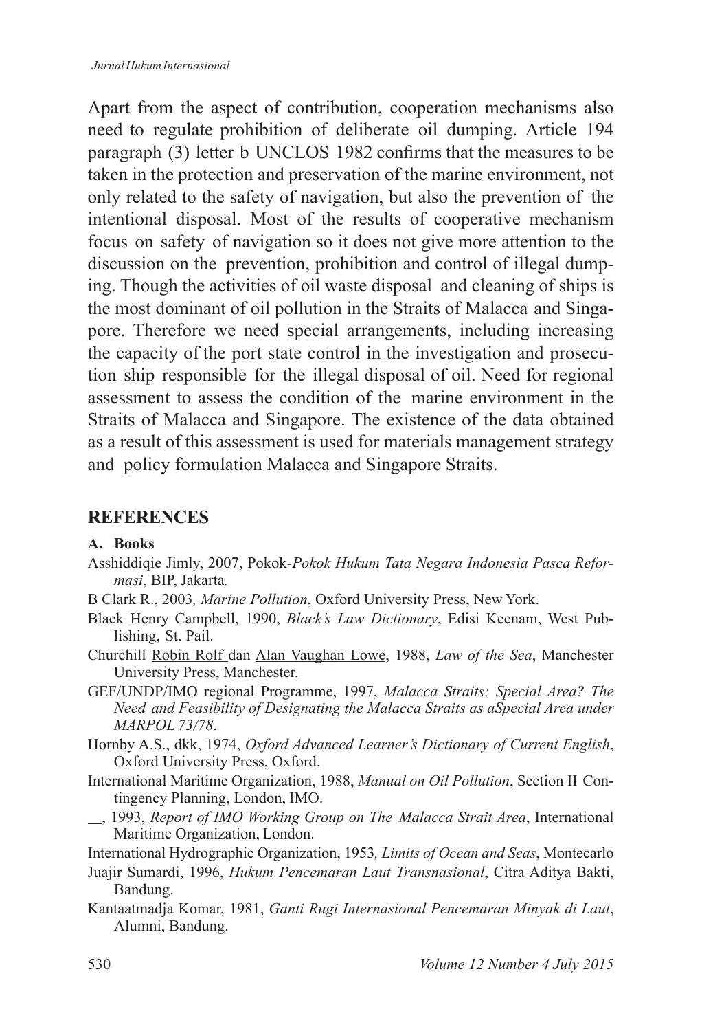Apart from the aspect of contribution, cooperation mechanisms also need to regulate prohibition of deliberate oil dumping. Article 194 paragraph (3) letter b UNCLOS 1982 confirms that the measures to be taken in the protection and preservation of the marine environment, not only related to the safety of navigation, but also the prevention of the intentional disposal. Most of the results of cooperative mechanism focus on safety of navigation so it does not give more attention to the discussion on the prevention, prohibition and control of illegal dumping. Though the activities of oil waste disposal and cleaning of ships is the most dominant of oil pollution in the Straits of Malacca and Singapore. Therefore we need special arrangements, including increasing the capacity of the port state control in the investigation and prosecution ship responsible for the illegal disposal of oil. Need for regional assessment to assess the condition of the marine environment in the Straits of Malacca and Singapore. The existence of the data obtained as a result of this assessment is used for materials management strategy and policy formulation Malacca and Singapore Straits.

## REFERENCES

### A. Books

Asshiddiqie Jimly, 2007, Pokok-*Pokok Hukum Tata Negara Indonesia Pasca Reformasi*, BIP, Jakarta*.*

B Clark R., 2003*, Marine Pollution*, Oxford University Press, New York.

Black Henry Campbell, 1990, *Black's Law Dictionary*, Edisi Keenam, West Publishing, St. Pail.

Churchill Robin Rolf dan Alan Vaughan Lowe, 1988, *Law of the Sea*, Manchester University Press, Manchester.

GEF/UNDP/IMO regional Programme, 1997, *Malacca Straits; Special Area? The Need and Feasibility of Designating the Malacca Straits as aSpecial Area under MARPOL 73/78*.

Hornby A.S., dkk, 1974, *Oxford Advanced Learner's Dictionary of Current English*, Oxford University Press, Oxford.

International Maritime Organization, 1988, *Manual on Oil Pollution*, Section II Contingency Planning, London, IMO.

__, 1993, *Report of IMO Working Group on The Malacca Strait Area*, International Maritime Organization, London.

International Hydrographic Organization, 1953*, Limits of Ocean and Seas*, Montecarlo

Juajir Sumardi, 1996, *Hukum Pencemaran Laut Transnasional*, Citra Aditya Bakti, Bandung.

Kantaatmadja Komar, 1981, *Ganti Rugi Internasional Pencemaran Minyak di Laut*, Alumni, Bandung.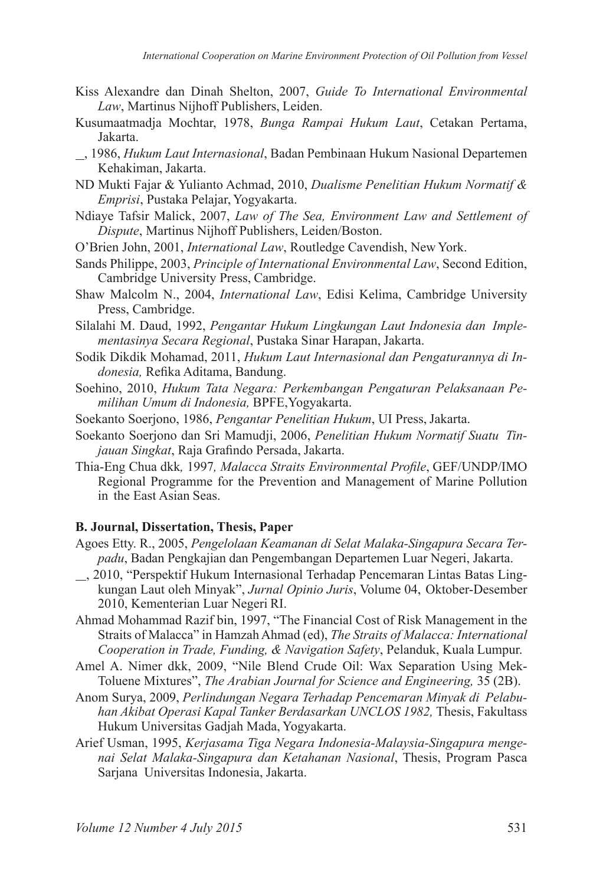Kiss Alexandre dan Dinah Shelton, 2007, *Guide To International Environmental Law*, Martinus Nijhoff Publishers, Leiden.

Kusumaatmadja Mochtar, 1978, *Bunga Rampai Hukum Laut*, Cetakan Pertama, Jakarta.

\_\_, 1986, *Hukum Laut Internasional*, Badan Pembinaan Hukum Nasional Departemen Kehakiman, Jakarta.

ND Mukti Fajar & Yulianto Achmad, 2010, *Dualisme Penelitian Hukum Normatif & Emprisi*, Pustaka Pelajar, Yogyakarta.

Ndiaye Tafsir Malick, 2007, *Law of The Sea, Environment Law and Settlement of Dispute*, Martinus Nijhoff Publishers, Leiden/Boston.

O'Brien John, 2001, *International Law*, Routledge Cavendish, New York.

Sands Philippe, 2003, *Principle of International Environmental Law*, Second Edition, Cambridge University Press, Cambridge.

Shaw Malcolm N., 2004, *International Law*, Edisi Kelima, Cambridge University Press, Cambridge.

Silalahi M. Daud, 1992, *Pengantar Hukum Lingkungan Laut Indonesia dan Implementasinya Secara Regional*, Pustaka Sinar Harapan, Jakarta.

Sodik Dikdik Mohamad, 2011, *Hukum Laut Internasional dan Pengaturannya di Indonesia,* Refika Aditama, Bandung.

Soehino, 2010, *Hukum Tata Negara: Perkembangan Pengaturan Pelaksanaan Pemilihan Umum di Indonesia,* BPFE, Yogyakarta.

Soekanto Soerjono, 1986, *Pengantar Penelitian Hukum*, UI Press, Jakarta.

Soekanto Soerjono dan Sri Mamudji, 2006, *Penelitian Hukum Normatif Suatu Tinjauan Singkat*, Raja Grafindo Persada, Jakarta.

Thia-Eng Chua dkk*,* 1997*, Malacca Straits Environmental Profile*, GEF/UNDP/IMO Regional Programme for the Prevention and Management of Marine Pollution in the East Asian Seas.

**B. Journal, Dissertation, Thesis, Paper**

Agoes Etty. R., 2005, *Pengelolaan Keamanan di Selat Malaka-Singapura Secara Terpadu*, Badan Pengkajian dan Pengembangan Departemen Luar Negeri, Jakarta.

\_\_, 2010, "Perspektif Hukum Internasional Terhadap Pencemaran Lintas Batas Lingkungan Laut oleh Minyak", *Jurnal Opinio Juris*, Volume 04, Oktober-Desember 2010, Kementerian Luar Negeri RI.

Ahmad Mohammad Razif bin, 1997, "The Financial Cost of Risk Management in the Straits of Malacca" in Hamzah Ahmad (ed), *The Straits of Malacca: International Cooperation in Trade, Funding, & Navigation Safety*, Pelanduk, Kuala Lumpur.

Amel A. Nimer dkk, 2009, "Nile Blend Crude Oil: Wax Separation Using Mek-Toluene Mixtures", *The Arabian Journal for Science and Engineering,* 35 (2B).

Anom Surya, 2009, *Perlindungan Negara Terhadap Pencemaran Minyak di Pelabuhan Akibat Operasi Kapal Tanker Berdasarkan UNCLOS 1982,* Thesis, Fakultass Hukum Universitas Gadjah Mada, Yogyakarta.

Arief Usman, 1995, *Kerjasama Tiga Negara Indonesia-Malaysia-Singapura mengenai Selat Malaka-Singapura dan Ketahanan Nasional*, Thesis, Program Pasca Sarjana Universitas Indonesia, Jakarta.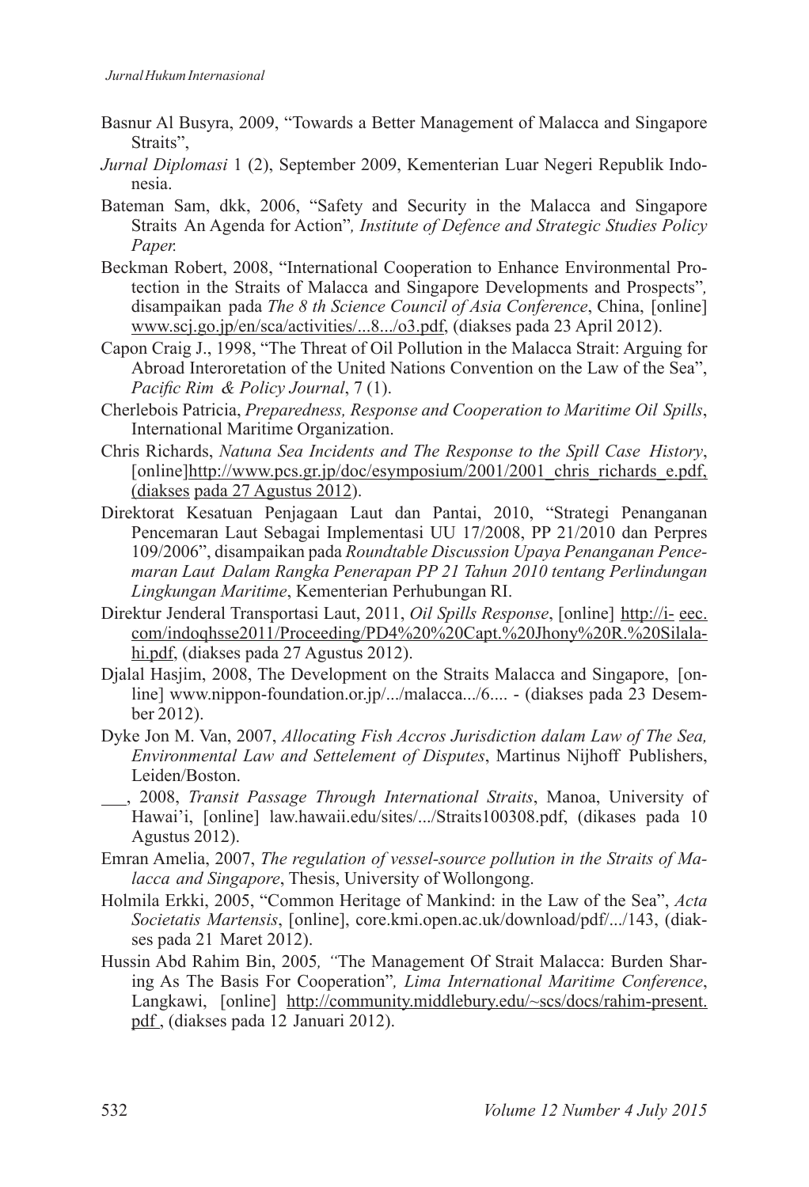Basnur Al Busyra, 2009, "Towards a Better Management of Malacca and Singapore Straits",

*Jurnal Diplomasi* 1 (2), September 2009, Kementerian Luar Negeri Republik Indonesia.

Bateman Sam, dkk, 2006, "Safety and Security in the Malacca and Singapore Straits An Agenda for Action"*, Institute of Defence and Strategic Studies Policy Paper.*

Beckman Robert, 2008, "International Cooperation to Enhance Environmental Protection in the Straits of Malacca and Singapore Developments and Prospects"*,* disampaikan pada *The 8 th Science Council of Asia Conference*, China, [online] www.scj.go.jp/en/sca/activities/...8.../o3.pdf, (diakses pada 23 April 2012).

Capon Craig J., 1998, "The Threat of Oil Pollution in the Malacca Strait: Arguing for Abroad Interoretation of the United Nations Convention on the Law of the Sea", *Pacific Rim & Policy Journal*, 7 (1).

Cherlebois Patricia, *Preparedness, Response and Cooperation to Maritime Oil Spills*, International Maritime Organization.

Chris Richards, *Natuna Sea Incidents and The Response to the Spill Case History*, [online]http://www.pcs.gr.jp/doc/esymposium/2001/2001_chris_richards_e.pdf, (diakses pada 27 Agustus 2012).

Direktorat Kesatuan Penjagaan Laut dan Pantai, 2010, "Strategi Penanganan Pencemaran Laut Sebagai Implementasi UU 17/2008, PP 21/2010 dan Perpres 109/2006", disampaikan pada *Roundtable Discussion Upaya Penanganan Pencemaran Laut Dalam Rangka Penerapan PP 21 Tahun 2010 tentang Perlindungan Lingkungan Maritime*, Kementerian Perhubungan RI.

Direktur Jenderal Transportasi Laut, 2011, *Oil Spills Response*, [online] http://i- eec.com/indoqhsse2011/Proceeding/PD4%20%20Capt.%20Jhony%20R.%20Silalahi.pdf, (diakses pada 27 Agustus 2012).

Djalal Hasjim, 2008, The Development on the Straits Malacca and Singapore, [online] www.nippon-foundation.or.jp/.../malacca.../6.... - (diakses pada 23 Desember 2012).

Dyke Jon M. Van, 2007, *Allocating Fish Accros Jurisdiction dalam Law of The Sea, Environmental Law and Settelement of Disputes*, Martinus Nijhoff Publishers, Leiden/Boston.

___, 2008, *Transit Passage Through International Straits*, Manoa, University of Hawai'i, [online] law.hawaii.edu/sites/.../Straits100308.pdf, (dikases pada 10 Agustus 2012).

Emran Amelia, 2007, *The regulation of vessel-source pollution in the Straits of Malacca and Singapore*, Thesis, University of Wollongong.

Holmila Erkki, 2005, "Common Heritage of Mankind: in the Law of the Sea", *Acta Societatis Martensis*, [online], core.kmi.open.ac.uk/download/pdf/.../143, (diakses pada 21 Maret 2012).

Hussin Abd Rahim Bin, 2005*, "*The Management Of Strait Malacca: Burden Sharing As The Basis For Cooperation"*, Lima International Maritime Conference*, Langkawi, [online] http://community.middlebury.edu/~scs/docs/rahim-present.pdf , (diakses pada 12 Januari 2012).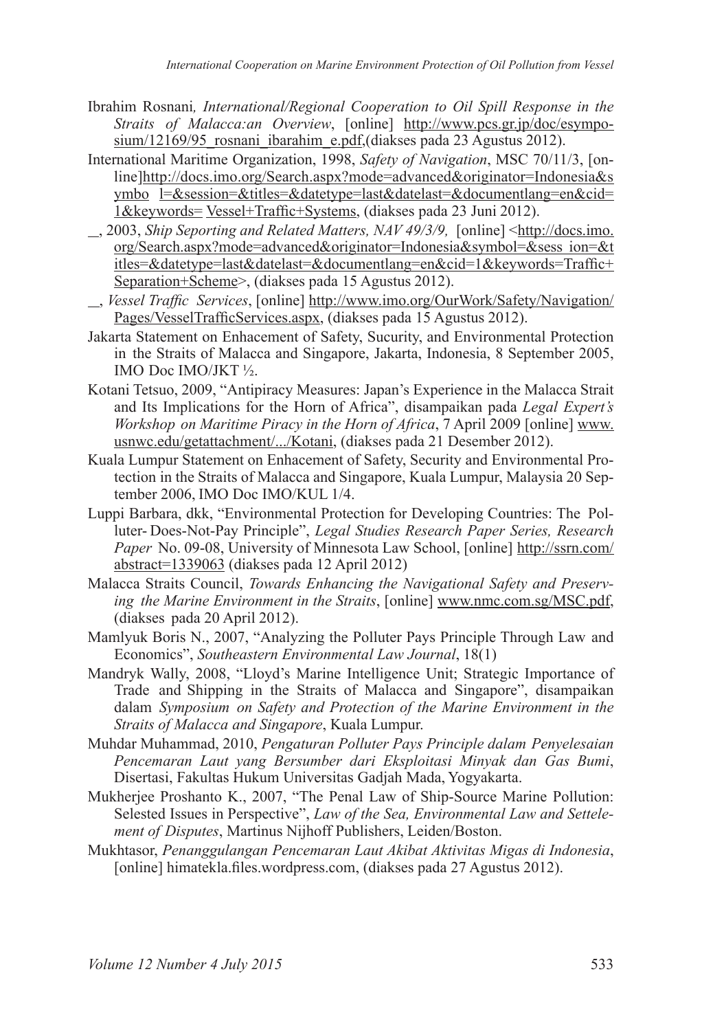Ibrahim Rosnani*, International/Regional Cooperation to Oil Spill Response in the Straits of Malacca:an Overview*, [online] http://www.pcs.gr.jp/doc/esymposium/12169/95_rosnani_ibarahim_e.pdf,(diakses pada 23 Agustus 2012).

International Maritime Organization, 1998, *Safety of Navigation*, MSC 70/11/3, [online]http://docs.imo.org/Search.aspx?mode=advanced&originator=Indonesia&symbo l=&session=&titles=&datetype=last&datelast=&documentlang=en&cid=1&keywords= Vessel+Traffic+Systems, (diakses pada 23 Juni 2012).

__, 2003, *Ship Seporting and Related Matters, NAV 49/3/9,* [online] <http://docs.imo.org/Search.aspx?mode=advanced&originator=Indonesia&symbol=&sess ion=&titles=&datetype=last&datelast=&documentlang=en&cid=1&keywords=Traffic+Separation+Scheme>, (diakses pada 15 Agustus 2012).

__, *Vessel Traffic Services*, [online] http://www.imo.org/OurWork/Safety/Navigation/Pages/VesselTrafficServices.aspx, (diakses pada 15 Agustus 2012).

Jakarta Statement on Enhacement of Safety, Sucurity, and Environmental Protection in the Straits of Malacca and Singapore, Jakarta, Indonesia, 8 September 2005, IMO Doc IMO/JKT ½.

Kotani Tetsuo, 2009, "Antipiracy Measures: Japan's Experience in the Malacca Strait and Its Implications for the Horn of Africa", disampaikan pada *Legal Expert's Workshop on Maritime Piracy in the Horn of Africa*, 7 April 2009 [online] www.usnwc.edu/getattachment/.../Kotani, (diakses pada 21 Desember 2012).

Kuala Lumpur Statement on Enhacement of Safety, Security and Environmental Protection in the Straits of Malacca and Singapore, Kuala Lumpur, Malaysia 20 September 2006, IMO Doc IMO/KUL 1/4.

Luppi Barbara, dkk, "Environmental Protection for Developing Countries: The Polluter- Does-Not-Pay Principle", *Legal Studies Research Paper Series, Research Paper* No. 09-08, University of Minnesota Law School, [online] http://ssrn.com/abstract=1339063 (diakses pada 12 April 2012)

Malacca Straits Council, *Towards Enhancing the Navigational Safety and Preserving the Marine Environment in the Straits*, [online] www.nmc.com.sg/MSC.pdf, (diakses pada 20 April 2012).

Mamlyuk Boris N., 2007, "Analyzing the Polluter Pays Principle Through Law and Economics", *Southeastern Environmental Law Journal*, 18(1)

Mandryk Wally, 2008, "Lloyd's Marine Intelligence Unit; Strategic Importance of Trade and Shipping in the Straits of Malacca and Singapore", disampaikan dalam *Symposium on Safety and Protection of the Marine Environment in the Straits of Malacca and Singapore*, Kuala Lumpur.

Muhdar Muhammad, 2010, *Pengaturan Polluter Pays Principle dalam Penyelesaian Pencemaran Laut yang Bersumber dari Eksploitasi Minyak dan Gas Bumi*, Disertasi, Fakultas Hukum Universitas Gadjah Mada, Yogyakarta.

Mukherjee Proshanto K., 2007, "The Penal Law of Ship-Source Marine Pollution: Selested Issues in Perspective", *Law of the Sea, Environmental Law and Settelement of Disputes*, Martinus Nijhoff Publishers, Leiden/Boston.

Mukhtasor, *Penanggulangan Pencemaran Laut Akibat Aktivitas Migas di Indonesia*, [online] himatekla.files.wordpress.com, (diakses pada 27 Agustus 2012).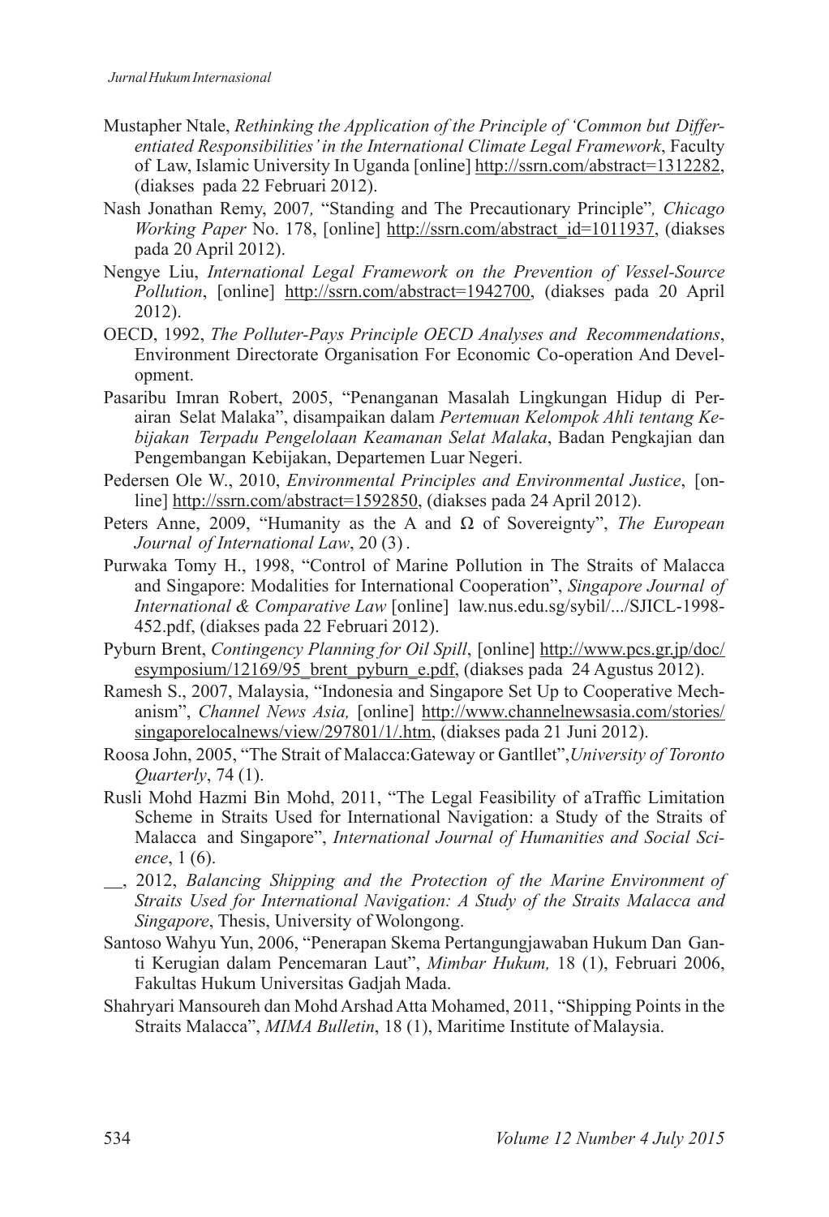Mustapher Ntale, *Rethinking the Application of the Principle of 'Common but Differentiated Responsibilities' in the International Climate Legal Framework*, Faculty of Law, Islamic University In Uganda [online] http://ssrn.com/abstract=1312282, (diakses pada 22 Februari 2012).

Nash Jonathan Remy, 2007, "Standing and The Precautionary Principle", *Chicago Working Paper* No. 178, [online] http://ssrn.com/abstract_id=1011937, (diakses pada 20 April 2012).

Nengye Liu, *International Legal Framework on the Prevention of Vessel-Source Pollution*, [online] http://ssrn.com/abstract=1942700, (diakses pada 20 April 2012).

OECD, 1992, *The Polluter-Pays Principle OECD Analyses and Recommendations*, Environment Directorate Organisation For Economic Co-operation And Development.

Pasaribu Imran Robert, 2005, "Penanganan Masalah Lingkungan Hidup di Perairan Selat Malaka", disampaikan dalam *Pertemuan Kelompok Ahli tentang Kebijakan Terpadu Pengelolaan Keamanan Selat Malaka*, Badan Pengkajian dan Pengembangan Kebijakan, Departemen Luar Negeri.

Pedersen Ole W., 2010, *Environmental Principles and Environmental Justice*, [online] http://ssrn.com/abstract=1592850, (diakses pada 24 April 2012).

Peters Anne, 2009, "Humanity as the A and Ω of Sovereignty", *The European Journal of International Law*, 20 (3) .

Purwaka Tomy H., 1998, "Control of Marine Pollution in The Straits of Malacca and Singapore: Modalities for International Cooperation", *Singapore Journal of International & Comparative Law* [online] law.nus.edu.sg/sybil/.../SJICL-1998-452.pdf, (diakses pada 22 Februari 2012).

Pyburn Brent, *Contingency Planning for Oil Spill*, [online] http://www.pcs.gr.jp/doc/esymposium/12169/95_brent_pyburn_e.pdf, (diakses pada 24 Agustus 2012).

Ramesh S., 2007, Malaysia, "Indonesia and Singapore Set Up to Cooperative Mechanism", *Channel News Asia,* [online] http://www.channelnewsasia.com/stories/singaporelocalnews/view/297801/1/.htm, (diakses pada 21 Juni 2012).

Roosa John, 2005, "The Strait of Malacca:Gateway or Gantllet",*University of Toronto Quarterly*, 74 (1).

Rusli Mohd Hazmi Bin Mohd, 2011, "The Legal Feasibility of aTraffic Limitation Scheme in Straits Used for International Navigation: a Study of the Straits of Malacca and Singapore", *International Journal of Humanities and Social Science*, 1 (6).

__, 2012, *Balancing Shipping and the Protection of the Marine Environment of Straits Used for International Navigation: A Study of the Straits Malacca and Singapore*, Thesis, University of Wolongong.

Santoso Wahyu Yun, 2006, "Penerapan Skema Pertangungjawaban Hukum Dan Ganti Kerugian dalam Pencemaran Laut", *Mimbar Hukum,* 18 (1), Februari 2006, Fakultas Hukum Universitas Gadjah Mada.

Shahryari Mansoureh dan Mohd Arshad Atta Mohamed, 2011, "Shipping Points in the Straits Malacca", *MIMA Bulletin*, 18 (1), Maritime Institute of Malaysia.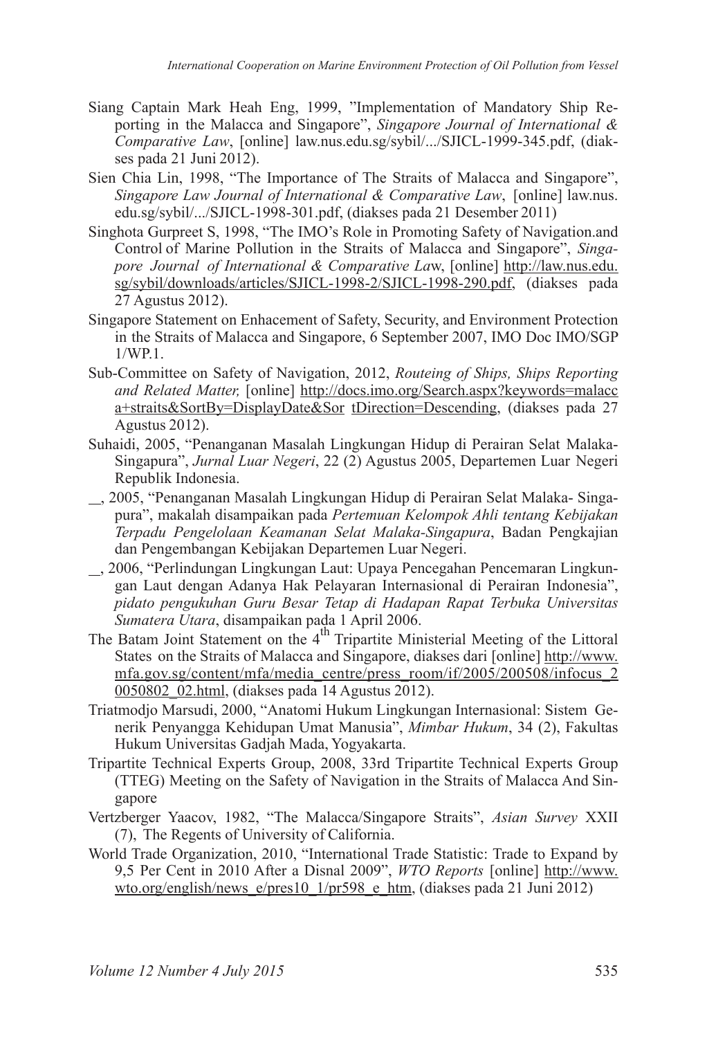Siang Captain Mark Heah Eng, 1999, "Implementation of Mandatory Ship Reporting in the Malacca and Singapore", *Singapore Journal of International & Comparative Law*, [online] law.nus.edu.sg/sybil/.../SJICL-1999-345.pdf, (diakses pada 21 Juni 2012).

Sien Chia Lin, 1998, "The Importance of The Straits of Malacca and Singapore", *Singapore Law Journal of International & Comparative Law*, [online] law.nus.edu.sg/sybil/.../SJICL-1998-301.pdf, (diakses pada 21 Desember 2011)

Singhota Gurpreet S, 1998, "The IMO's Role in Promoting Safety of Navigation.and Control of Marine Pollution in the Straits of Malacca and Singapore", *Singapore Journal of International & Comparative Law*, [online] http://law.nus.edu.sg/sybil/downloads/articles/SJICL-1998-2/SJICL-1998-290.pdf, (diakses pada 27 Agustus 2012).

Singapore Statement on Enhacement of Safety, Security, and Environment Protection in the Straits of Malacca and Singapore, 6 September 2007, IMO Doc IMO/SGP 1/WP.1.

Sub-Committee on Safety of Navigation, 2012, *Routeing of Ships, Ships Reporting and Related Matter,* [online] http://docs.imo.org/Search.aspx?keywords=malacca+straits&SortBy=DisplayDate&Sor tDirection=Descending, (diakses pada 27 Agustus 2012).

Suhaidi, 2005, "Penanganan Masalah Lingkungan Hidup di Perairan Selat Malaka-Singapura", *Jurnal Luar Negeri*, 22 (2) Agustus 2005, Departemen Luar Negeri Republik Indonesia.

__, 2005, "Penanganan Masalah Lingkungan Hidup di Perairan Selat Malaka- Singapura", makalah disampaikan pada *Pertemuan Kelompok Ahli tentang Kebijakan Terpadu Pengelolaan Keamanan Selat Malaka-Singapura*, Badan Pengkajian dan Pengembangan Kebijakan Departemen Luar Negeri.

__, 2006, "Perlindungan Lingkungan Laut: Upaya Pencegahan Pencemaran Lingkungan Laut dengan Adanya Hak Pelayaran Internasional di Perairan Indonesia", *pidato pengukuhan Guru Besar Tetap di Hadapan Rapat Terbuka Universitas Sumatera Utara*, disampaikan pada 1 April 2006.

The Batam Joint Statement on the 4th Tripartite Ministerial Meeting of the Littoral States on the Straits of Malacca and Singapore, diakses dari [online] http://www.mfa.gov.sg/content/mfa/media_centre/press_room/if/2005/200508/infocus_20050802_02.html, (diakses pada 14 Agustus 2012).

Triatmodjo Marsudi, 2000, "Anatomi Hukum Lingkungan Internasional: Sistem Generik Penyangga Kehidupan Umat Manusia", *Mimbar Hukum*, 34 (2), Fakultas Hukum Universitas Gadjah Mada, Yogyakarta.

Tripartite Technical Experts Group, 2008, 33rd Tripartite Technical Experts Group (TTEG) Meeting on the Safety of Navigation in the Straits of Malacca And Singapore

Vertzberger Yaacov, 1982, "The Malacca/Singapore Straits", *Asian Survey* XXII (7), The Regents of University of California.

World Trade Organization, 2010, "International Trade Statistic: Trade to Expand by 9,5 Per Cent in 2010 After a Disnal 2009", *WTO Reports* [online] http://www.wto.org/english/news_e/pres10_1/pr598_e_htm, (diakses pada 21 Juni 2012)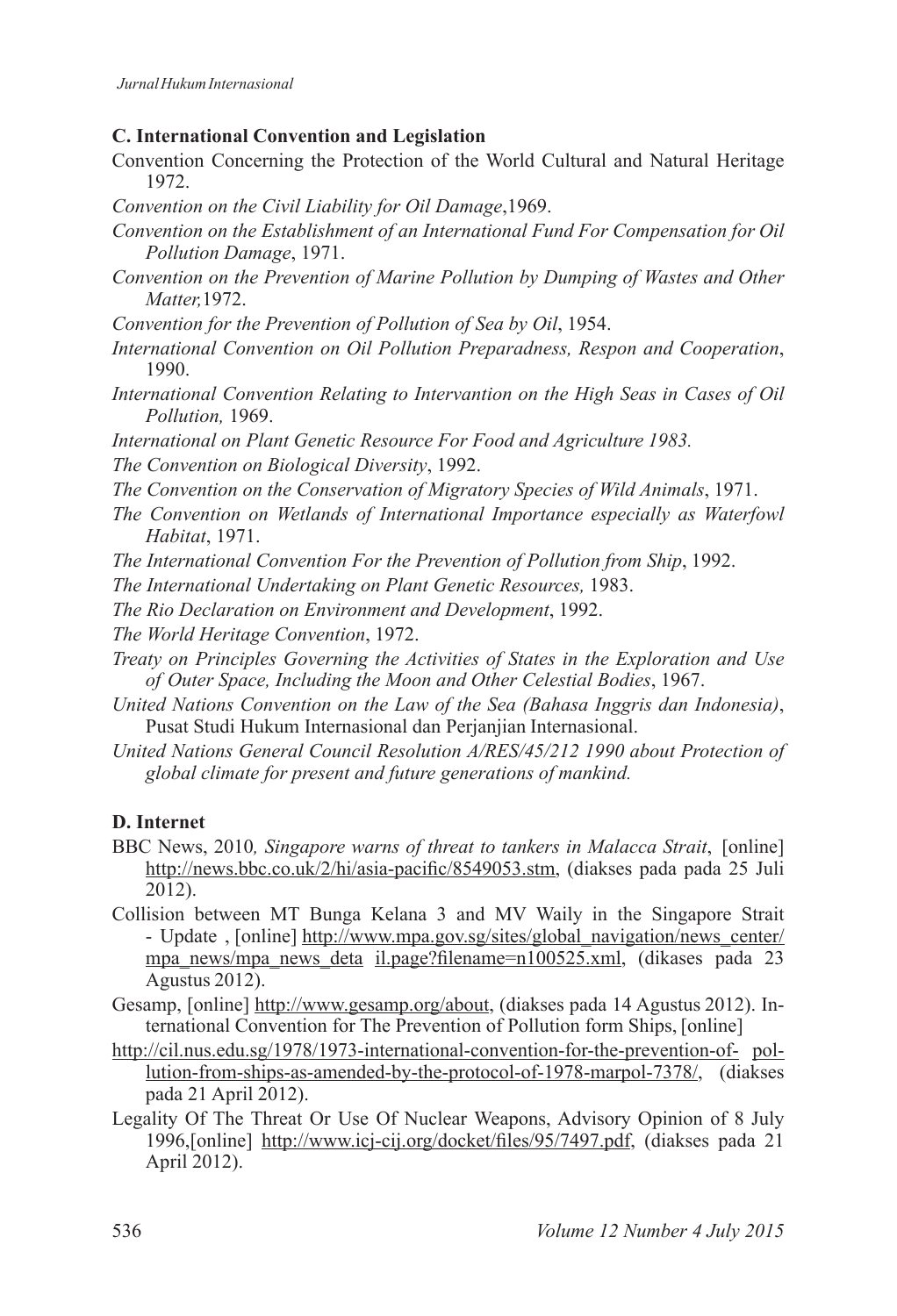## C. International Convention and Legislation

Convention Concerning the Protection of the World Cultural and Natural Heritage 1972.

*Convention on the Civil Liability for Oil Damage*,1969.

*Convention on the Establishment of an International Fund For Compensation for Oil Pollution Damage*, 1971.

*Convention on the Prevention of Marine Pollution by Dumping of Wastes and Other Matter,*1972.

*Convention for the Prevention of Pollution of Sea by Oil*, 1954.

*International Convention on Oil Pollution Preparadness, Respon and Cooperation*, 1990.

*International Convention Relating to Intervantion on the High Seas in Cases of Oil Pollution,* 1969.

*International on Plant Genetic Resource For Food and Agriculture 1983.*

*The Convention on Biological Diversity*, 1992.

*The Convention on the Conservation of Migratory Species of Wild Animals*, 1971.

*The Convention on Wetlands of International Importance especially as Waterfowl Habitat*, 1971.

*The International Convention For the Prevention of Pollution from Ship*, 1992.

*The International Undertaking on Plant Genetic Resources,* 1983.

*The Rio Declaration on Environment and Development*, 1992.

*The World Heritage Convention*, 1972.

*Treaty on Principles Governing the Activities of States in the Exploration and Use of Outer Space, Including the Moon and Other Celestial Bodies*, 1967.

*United Nations Convention on the Law of the Sea (Bahasa Inggris dan Indonesia)*, Pusat Studi Hukum Internasional dan Perjanjian Internasional.

*United Nations General Council Resolution A/RES/45/212 1990 about Protection of global climate for present and future generations of mankind.*

## D. Internet

BBC News, 2010*, Singapore warns of threat to tankers in Malacca Strait*, [online] http://news.bbc.co.uk/2/hi/asia-pacific/8549053.stm, (diakses pada pada 25 Juli 2012).

Collision between MT Bunga Kelana 3 and MV Waily in the Singapore Strait - Update , [online] http://www.mpa.gov.sg/sites/global_navigation/news_center/mpa_news/mpa_news_deta il.page?filename=n100525.xml, (dikases pada 23 Agustus 2012).

Gesamp, [online] http://www.gesamp.org/about, (diakses pada 14 Agustus 2012). International Convention for The Prevention of Pollution form Ships, [online]

http://cil.nus.edu.sg/1978/1973-international-convention-for-the-prevention-of- pollution-from-ships-as-amended-by-the-protocol-of-1978-marpol-7378/, (diakses pada 21 April 2012).

Legality Of The Threat Or Use Of Nuclear Weapons, Advisory Opinion of 8 July 1996,[online] http://www.icj-cij.org/docket/files/95/7497.pdf, (diakses pada 21 April 2012).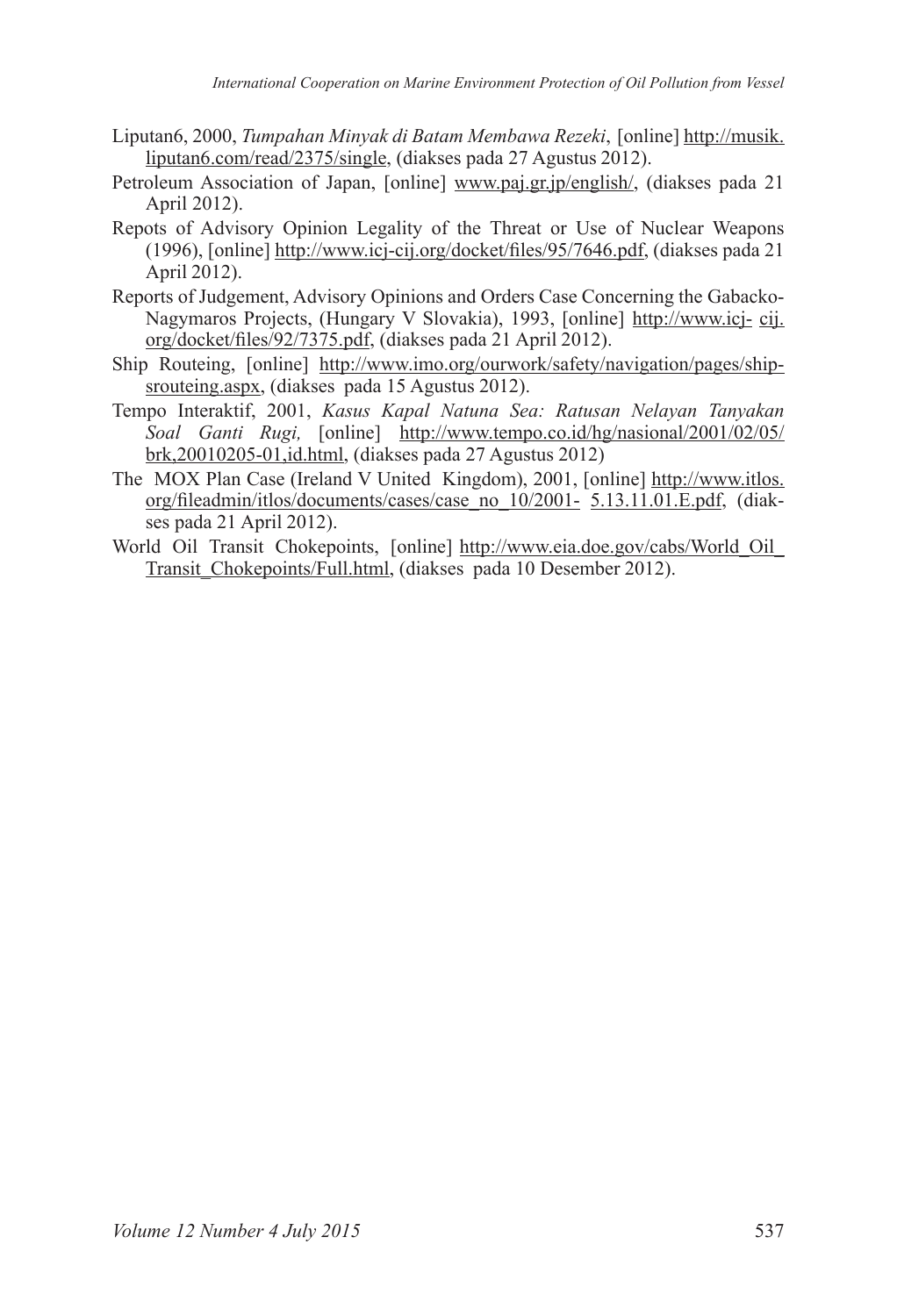Liputan6, 2000, *Tumpahan Minyak di Batam Membawa Rezeki*, [online] http://musik.liputan6.com/read/2375/single, (diakses pada 27 Agustus 2012).

Petroleum Association of Japan, [online] www.paj.gr.jp/english/, (diakses pada 21 April 2012).

Repots of Advisory Opinion Legality of the Threat or Use of Nuclear Weapons (1996), [online] http://www.icj-cij.org/docket/files/95/7646.pdf, (diakses pada 21 April 2012).

Reports of Judgement, Advisory Opinions and Orders Case Concerning the Gabacko-Nagymaros Projects, (Hungary V Slovakia), 1993, [online] http://www.icj- cij.org/docket/files/92/7375.pdf, (diakses pada 21 April 2012).

Ship Routeing, [online] http://www.imo.org/ourwork/safety/navigation/pages/ship-srouteing.aspx, (diakses pada 15 Agustus 2012).

Tempo Interaktif, 2001, *Kasus Kapal Natuna Sea: Ratusan Nelayan Tanyakan Soal Ganti Rugi,* [online] http://www.tempo.co.id/hg/nasional/2001/02/05/brk,20010205-01,id.html, (diakses pada 27 Agustus 2012)

The MOX Plan Case (Ireland V United Kingdom), 2001, [online] http://www.itlos.org/fileadmin/itlos/documents/cases/case_no_10/2001- 5.13.11.01.E.pdf, (diakses pada 21 April 2012).

World Oil Transit Chokepoints, [online] http://www.eia.doe.gov/cabs/World_Oil_Transit_Chokepoints/Full.html, (diakses pada 10 Desember 2012).